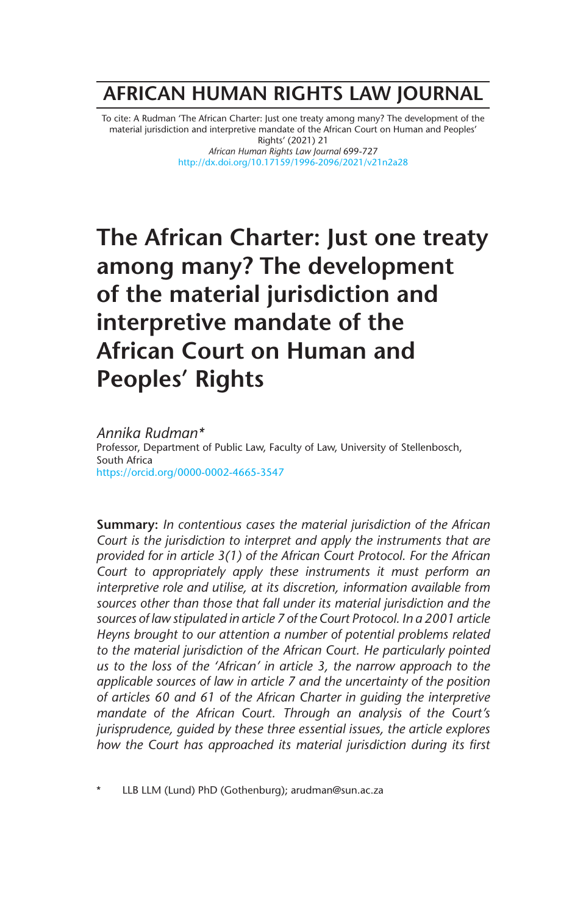# AFRICAN HUMAN RIGHTS LAW JOURNAL

To cite: A Rudman 'The African Charter: Just one treaty among many? The development of the material jurisdiction and interpretive mandate of the African Court on Human and Peoples' Rights' (2021) 21 *African Human Rights Law Journal* 699-727
http://dx.doi.org/10.17159/1996-2096/2021/v21n2a28

# The African Charter: Just one treaty among many? The development of the material jurisdiction and interpretive mandate of the African Court on Human and Peoples' Rights

*Annika Rudman\**
Professor, Department of Public Law, Faculty of Law, University of Stellenbosch, South Africa
https://orcid.org/0000-0002-4665-3547

**Summary:** *In contentious cases the material jurisdiction of the African Court is the jurisdiction to interpret and apply the instruments that are provided for in article 3(1) of the African Court Protocol. For the African Court to appropriately apply these instruments it must perform an interpretive role and utilise, at its discretion, information available from sources other than those that fall under its material jurisdiction and the sources of law stipulated in article 7 of the Court Protocol. In a 2001 article Heyns brought to our attention a number of potential problems related to the material jurisdiction of the African Court. He particularly pointed us to the loss of the 'African' in article 3, the narrow approach to the applicable sources of law in article 7 and the uncertainty of the position of articles 60 and 61 of the African Charter in guiding the interpretive mandate of the African Court. Through an analysis of the Court's jurisprudence, guided by these three essential issues, the article explores how the Court has approached its material jurisdiction during its first*

\* LLB LLM (Lund) PhD (Gothenburg); arudman@sun.ac.za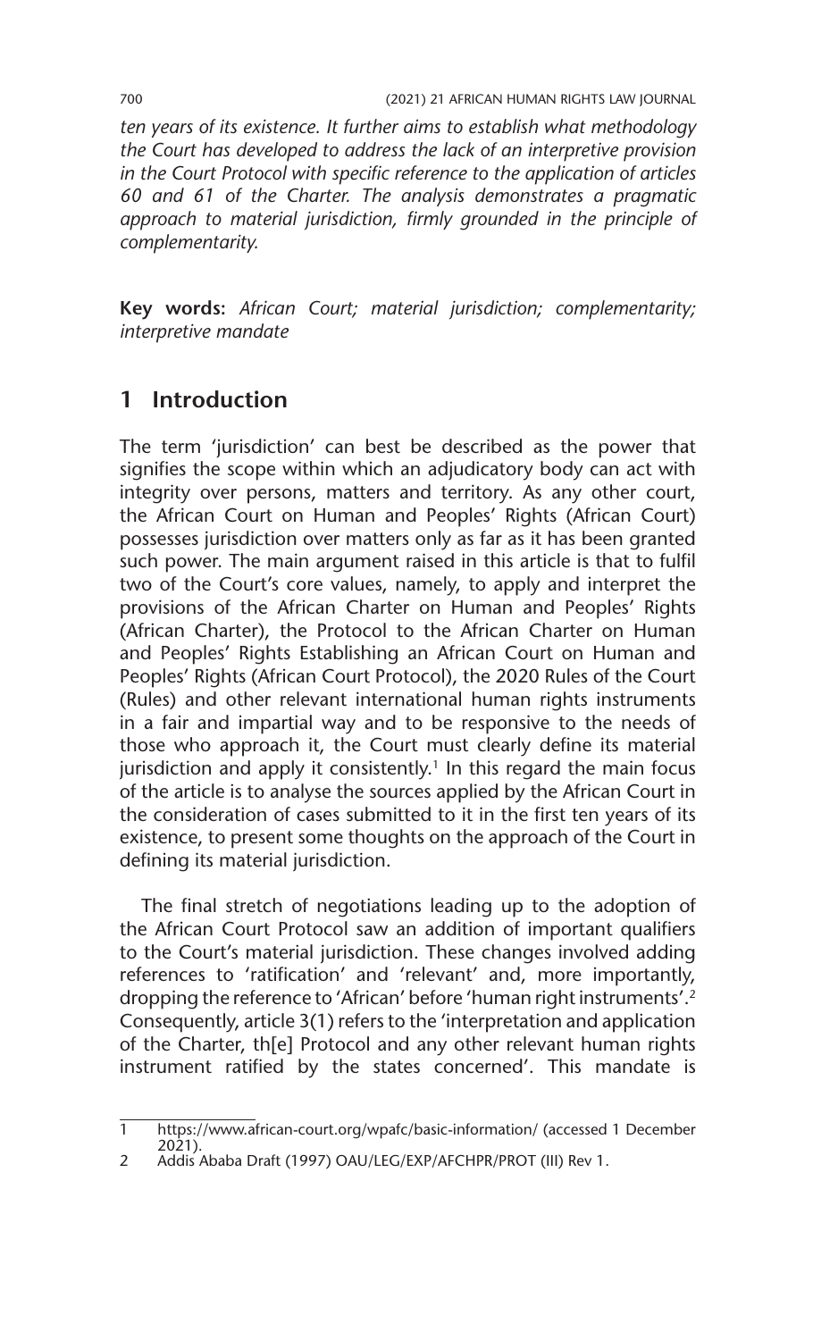*ten years of its existence. It further aims to establish what methodology the Court has developed to address the lack of an interpretive provision in the Court Protocol with specific reference to the application of articles 60 and 61 of the Charter. The analysis demonstrates a pragmatic approach to material jurisdiction, firmly grounded in the principle of complementarity.*

**Key words:** *African Court; material jurisdiction; complementarity; interpretive mandate*

## 1 Introduction

The term 'jurisdiction' can best be described as the power that signifies the scope within which an adjudicatory body can act with integrity over persons, matters and territory. As any other court, the African Court on Human and Peoples' Rights (African Court) possesses jurisdiction over matters only as far as it has been granted such power. The main argument raised in this article is that to fulfil two of the Court's core values, namely, to apply and interpret the provisions of the African Charter on Human and Peoples' Rights (African Charter), the Protocol to the African Charter on Human and Peoples' Rights Establishing an African Court on Human and Peoples' Rights (African Court Protocol), the 2020 Rules of the Court (Rules) and other relevant international human rights instruments in a fair and impartial way and to be responsive to the needs of those who approach it, the Court must clearly define its material jurisdiction and apply it consistently.[1] In this regard the main focus of the article is to analyse the sources applied by the African Court in the consideration of cases submitted to it in the first ten years of its existence, to present some thoughts on the approach of the Court in defining its material jurisdiction.

The final stretch of negotiations leading up to the adoption of the African Court Protocol saw an addition of important qualifiers to the Court's material jurisdiction. These changes involved adding references to 'ratification' and 'relevant' and, more importantly, dropping the reference to 'African' before 'human right instruments'.[2] Consequently, article 3(1) refers to the 'interpretation and application of the Charter, th[e] Protocol and any other relevant human rights instrument ratified by the states concerned'. This mandate is

---

1 https://www.african-court.org/wpafc/basic-information/ (accessed 1 December 2021).

2 Addis Ababa Draft (1997) OAU/LEG/EXP/AFCHPR/PROT (III) Rev 1.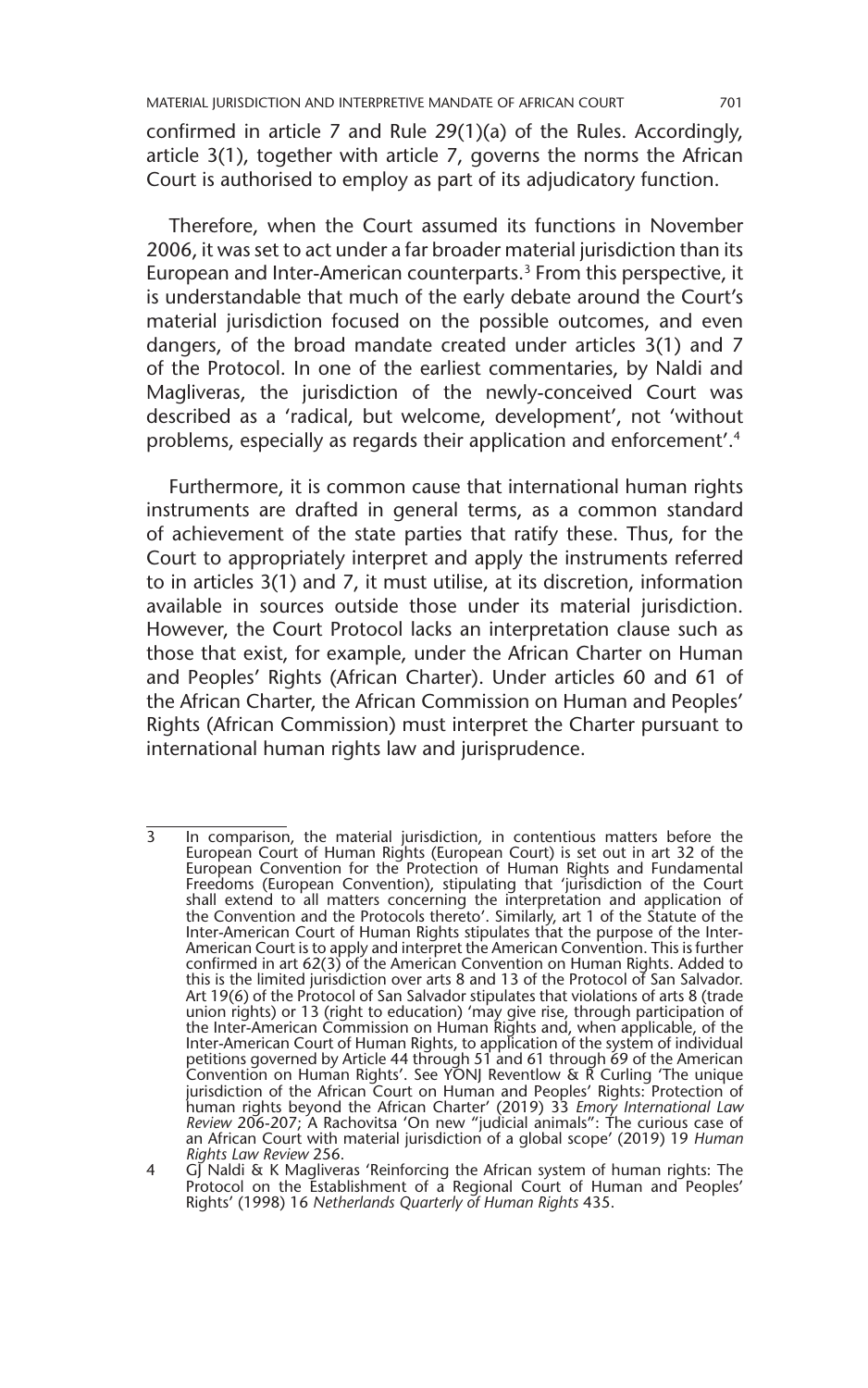confirmed in article 7 and Rule 29(1)(a) of the Rules. Accordingly, article 3(1), together with article 7, governs the norms the African Court is authorised to employ as part of its adjudicatory function.

Therefore, when the Court assumed its functions in November 2006, it was set to act under a far broader material jurisdiction than its European and Inter-American counterparts.[3] From this perspective, it is understandable that much of the early debate around the Court's material jurisdiction focused on the possible outcomes, and even dangers, of the broad mandate created under articles 3(1) and 7 of the Protocol. In one of the earliest commentaries, by Naldi and Magliveras, the jurisdiction of the newly-conceived Court was described as a 'radical, but welcome, development', not 'without problems, especially as regards their application and enforcement'.[4]

Furthermore, it is common cause that international human rights instruments are drafted in general terms, as a common standard of achievement of the state parties that ratify these. Thus, for the Court to appropriately interpret and apply the instruments referred to in articles 3(1) and 7, it must utilise, at its discretion, information available in sources outside those under its material jurisdiction. However, the Court Protocol lacks an interpretation clause such as those that exist, for example, under the African Charter on Human and Peoples' Rights (African Charter). Under articles 60 and 61 of the African Charter, the African Commission on Human and Peoples' Rights (African Commission) must interpret the Charter pursuant to international human rights law and jurisprudence.

---

3 In comparison, the material jurisdiction, in contentious matters before the European Court of Human Rights (European Court) is set out in art 32 of the European Convention for the Protection of Human Rights and Fundamental Freedoms (European Convention), stipulating that 'jurisdiction of the Court shall extend to all matters concerning the interpretation and application of the Convention and the Protocols thereto'. Similarly, art 1 of the Statute of the Inter-American Court of Human Rights stipulates that the purpose of the Inter-American Court is to apply and interpret the American Convention. This is further confirmed in art 62(3) of the American Convention on Human Rights. Added to this is the limited jurisdiction over arts 8 and 13 of the Protocol of San Salvador. Art 19(6) of the Protocol of San Salvador stipulates that violations of arts 8 (trade union rights) or 13 (right to education) 'may give rise, through participation of the Inter-American Commission on Human Rights and, when applicable, of the Inter-American Court of Human Rights, to application of the system of individual petitions governed by Article 44 through 51 and 61 through 69 of the American Convention on Human Rights'. See YONJ Reventlow & R Curling 'The unique jurisdiction of the African Court on Human and Peoples' Rights: Protection of human rights beyond the African Charter' (2019) 33 *Emory International Law Review* 206-207; A Rachovitsa 'On new "judicial animals": The curious case of an African Court with material jurisdiction of a global scope' (2019) 19 *Human Rights Law Review* 256.

4 GJ Naldi & K Magliveras 'Reinforcing the African system of human rights: The Protocol on the Establishment of a Regional Court of Human and Peoples' Rights' (1998) 16 *Netherlands Quarterly of Human Rights* 435.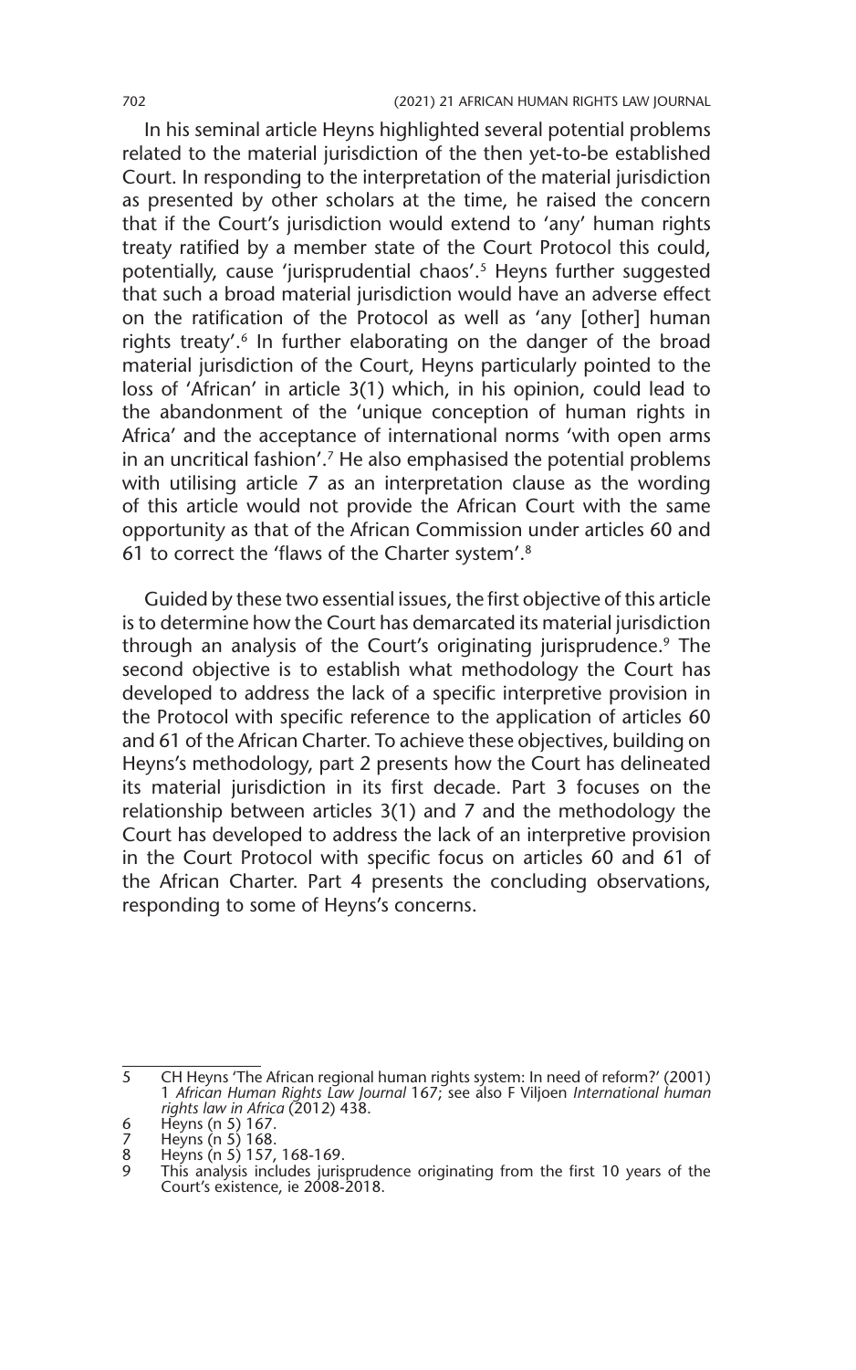In his seminal article Heyns highlighted several potential problems related to the material jurisdiction of the then yet-to-be established Court. In responding to the interpretation of the material jurisdiction as presented by other scholars at the time, he raised the concern that if the Court's jurisdiction would extend to 'any' human rights treaty ratified by a member state of the Court Protocol this could, potentially, cause 'jurisprudential chaos'.[5] Heyns further suggested that such a broad material jurisdiction would have an adverse effect on the ratification of the Protocol as well as 'any [other] human rights treaty'.[6] In further elaborating on the danger of the broad material jurisdiction of the Court, Heyns particularly pointed to the loss of 'African' in article 3(1) which, in his opinion, could lead to the abandonment of the 'unique conception of human rights in Africa' and the acceptance of international norms 'with open arms in an uncritical fashion'.[7] He also emphasised the potential problems with utilising article 7 as an interpretation clause as the wording of this article would not provide the African Court with the same opportunity as that of the African Commission under articles 60 and 61 to correct the 'flaws of the Charter system'.[8]

Guided by these two essential issues, the first objective of this article is to determine how the Court has demarcated its material jurisdiction through an analysis of the Court's originating jurisprudence.[9] The second objective is to establish what methodology the Court has developed to address the lack of a specific interpretive provision in the Protocol with specific reference to the application of articles 60 and 61 of the African Charter. To achieve these objectives, building on Heyns's methodology, part 2 presents how the Court has delineated its material jurisdiction in its first decade. Part 3 focuses on the relationship between articles 3(1) and 7 and the methodology the Court has developed to address the lack of an interpretive provision in the Court Protocol with specific focus on articles 60 and 61 of the African Charter. Part 4 presents the concluding observations, responding to some of Heyns's concerns.

---

5 CH Heyns 'The African regional human rights system: In need of reform?' (2001) 1 *African Human Rights Law Journal* 167; see also F Viljoen *International human rights law in Africa* (2012) 438.

6 Heyns (n 5) 167.

7 Heyns (n 5) 168.

8 Heyns (n 5) 157, 168-169.

9 This analysis includes jurisprudence originating from the first 10 years of the Court's existence, ie 2008-2018.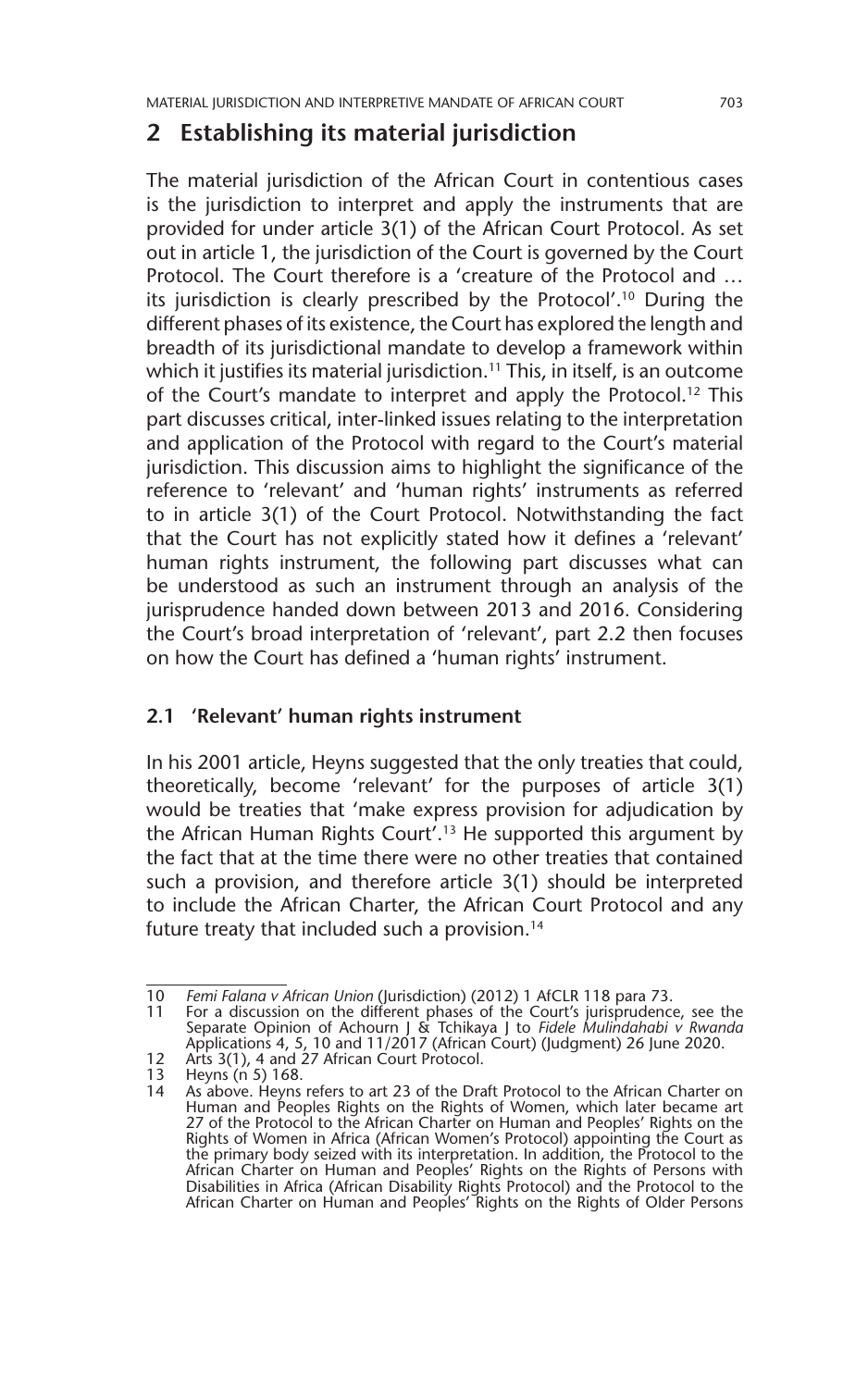## 2 Establishing its material jurisdiction

The material jurisdiction of the African Court in contentious cases is the jurisdiction to interpret and apply the instruments that are provided for under article 3(1) of the African Court Protocol. As set out in article 1, the jurisdiction of the Court is governed by the Court Protocol. The Court therefore is a 'creature of the Protocol and … its jurisdiction is clearly prescribed by the Protocol'.[10] During the different phases of its existence, the Court has explored the length and breadth of its jurisdictional mandate to develop a framework within which it justifies its material jurisdiction.[11] This, in itself, is an outcome of the Court's mandate to interpret and apply the Protocol.[12] This part discusses critical, inter-linked issues relating to the interpretation and application of the Protocol with regard to the Court's material jurisdiction. This discussion aims to highlight the significance of the reference to 'relevant' and 'human rights' instruments as referred to in article 3(1) of the Court Protocol. Notwithstanding the fact that the Court has not explicitly stated how it defines a 'relevant' human rights instrument, the following part discusses what can be understood as such an instrument through an analysis of the jurisprudence handed down between 2013 and 2016. Considering the Court's broad interpretation of 'relevant', part 2.2 then focuses on how the Court has defined a 'human rights' instrument.

### 2.1 'Relevant' human rights instrument

In his 2001 article, Heyns suggested that the only treaties that could, theoretically, become 'relevant' for the purposes of article 3(1) would be treaties that 'make express provision for adjudication by the African Human Rights Court'.[13] He supported this argument by the fact that at the time there were no other treaties that contained such a provision, and therefore article 3(1) should be interpreted to include the African Charter, the African Court Protocol and any future treaty that included such a provision.[14]

---

10 *Femi Falana v African Union* (Jurisdiction) (2012) 1 AfCLR 118 para 73.

11 For a discussion on the different phases of the Court's jurisprudence, see the Separate Opinion of Achourn J & Tchikaya J to *Fidele Mulindahabi v Rwanda* Applications 4, 5, 10 and 11/2017 (African Court) (Judgment) 26 June 2020.

12 Arts 3(1), 4 and 27 African Court Protocol.

13 Heyns (n 5) 168.

14 As above. Heyns refers to art 23 of the Draft Protocol to the African Charter on Human and Peoples Rights on the Rights of Women, which later became art 27 of the Protocol to the African Charter on Human and Peoples' Rights on the Rights of Women in Africa (African Women's Protocol) appointing the Court as the primary body seized with its interpretation. In addition, the Protocol to the African Charter on Human and Peoples' Rights on the Rights of Persons with Disabilities in Africa (African Disability Rights Protocol) and the Protocol to the African Charter on Human and Peoples' Rights on the Rights of Older Persons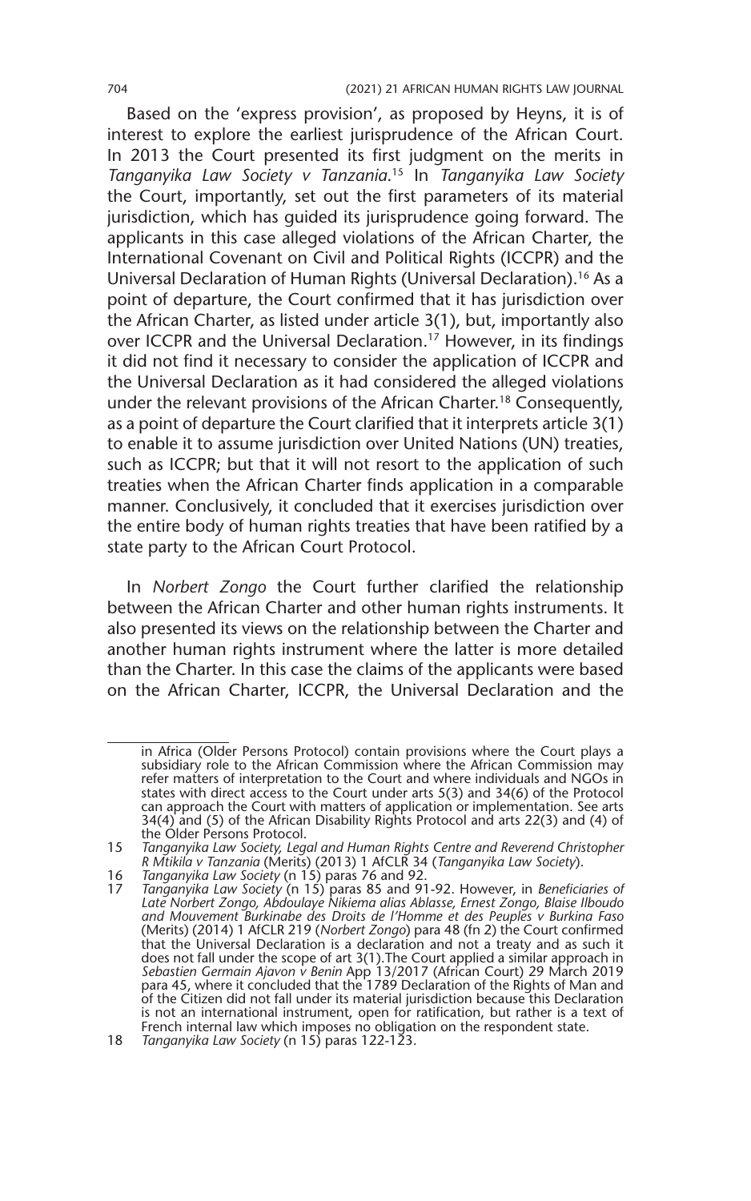Based on the 'express provision', as proposed by Heyns, it is of interest to explore the earliest jurisprudence of the African Court. In 2013 the Court presented its first judgment on the merits in *Tanganyika Law Society v Tanzania*.[15] In *Tanganyika Law Society* the Court, importantly, set out the first parameters of its material jurisdiction, which has guided its jurisprudence going forward. The applicants in this case alleged violations of the African Charter, the International Covenant on Civil and Political Rights (ICCPR) and the Universal Declaration of Human Rights (Universal Declaration).[16] As a point of departure, the Court confirmed that it has jurisdiction over the African Charter, as listed under article 3(1), but, importantly also over ICCPR and the Universal Declaration.[17] However, in its findings it did not find it necessary to consider the application of ICCPR and the Universal Declaration as it had considered the alleged violations under the relevant provisions of the African Charter.[18] Consequently, as a point of departure the Court clarified that it interprets article 3(1) to enable it to assume jurisdiction over United Nations (UN) treaties, such as ICCPR; but that it will not resort to the application of such treaties when the African Charter finds application in a comparable manner. Conclusively, it concluded that it exercises jurisdiction over the entire body of human rights treaties that have been ratified by a state party to the African Court Protocol.

In *Norbert Zongo* the Court further clarified the relationship between the African Charter and other human rights instruments. It also presented its views on the relationship between the Charter and another human rights instrument where the latter is more detailed than the Charter. In this case the claims of the applicants were based on the African Charter, ICCPR, the Universal Declaration and the

---

in Africa (Older Persons Protocol) contain provisions where the Court plays a subsidiary role to the African Commission where the African Commission may refer matters of interpretation to the Court and where individuals and NGOs in states with direct access to the Court under arts 5(3) and 34(6) of the Protocol can approach the Court with matters of application or implementation. See arts 34(4) and (5) of the African Disability Rights Protocol and arts 22(3) and (4) of the Older Persons Protocol.

15 *Tanganyika Law Society, Legal and Human Rights Centre and Reverend Christopher R Mtikila v Tanzania* (Merits) (2013) 1 AfCLR 34 (*Tanganyika Law Society*).

16 *Tanganyika Law Society* (n 15) paras 76 and 92.

17 *Tanganyika Law Society* (n 15) paras 85 and 91-92. However, in *Beneficiaries of Late Norbert Zongo, Abdoulaye Nikiema alias Ablasse, Ernest Zongo, Blaise Ilboudo and Mouvement Burkinabe des Droits de l'Homme et des Peuples v Burkina Faso* (Merits) (2014) 1 AfCLR 219 (*Norbert Zongo*) para 48 (fn 2) the Court confirmed that the Universal Declaration is a declaration and not a treaty and as such it does not fall under the scope of art 3(1).The Court applied a similar approach in *Sebastien Germain Ajavon v Benin* App 13/2017 (African Court) 29 March 2019 para 45, where it concluded that the 1789 Declaration of the Rights of Man and of the Citizen did not fall under its material jurisdiction because this Declaration is not an international instrument, open for ratification, but rather is a text of French internal law which imposes no obligation on the respondent state.

18 *Tanganyika Law Society* (n 15) paras 122-123.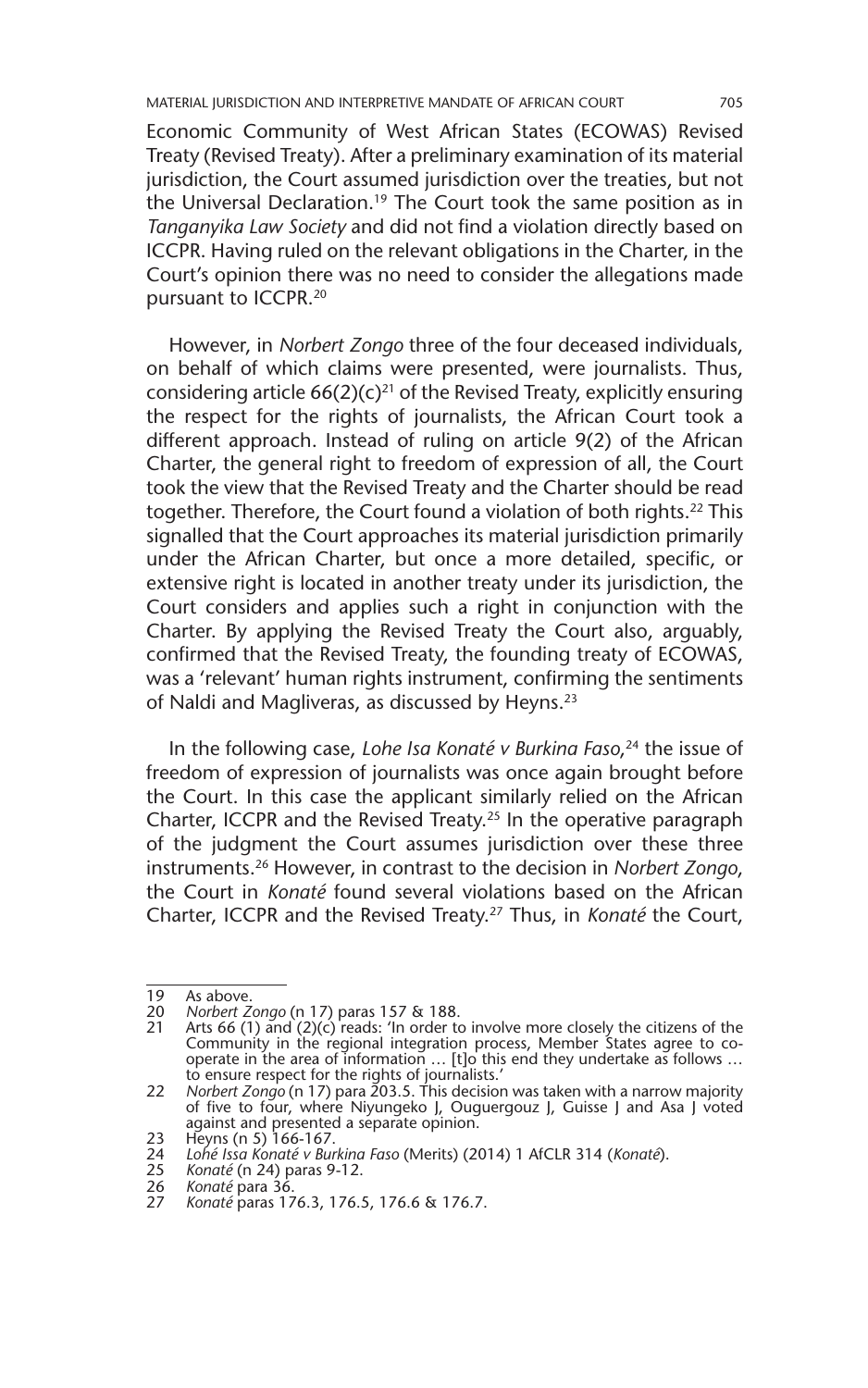Economic Community of West African States (ECOWAS) Revised Treaty (Revised Treaty). After a preliminary examination of its material jurisdiction, the Court assumed jurisdiction over the treaties, but not the Universal Declaration.[19] The Court took the same position as in *Tanganyika Law Society* and did not find a violation directly based on ICCPR. Having ruled on the relevant obligations in the Charter, in the Court's opinion there was no need to consider the allegations made pursuant to ICCPR.[20]

However, in *Norbert Zongo* three of the four deceased individuals, on behalf of which claims were presented, were journalists. Thus, considering article 66(2)(c)[21] of the Revised Treaty, explicitly ensuring the respect for the rights of journalists, the African Court took a different approach. Instead of ruling on article 9(2) of the African Charter, the general right to freedom of expression of all, the Court took the view that the Revised Treaty and the Charter should be read together. Therefore, the Court found a violation of both rights.[22] This signalled that the Court approaches its material jurisdiction primarily under the African Charter, but once a more detailed, specific, or extensive right is located in another treaty under its jurisdiction, the Court considers and applies such a right in conjunction with the Charter. By applying the Revised Treaty the Court also, arguably, confirmed that the Revised Treaty, the founding treaty of ECOWAS, was a 'relevant' human rights instrument, confirming the sentiments of Naldi and Magliveras, as discussed by Heyns.[23]

In the following case, *Lohe Isa Konaté v Burkina Faso*,[24] the issue of freedom of expression of journalists was once again brought before the Court. In this case the applicant similarly relied on the African Charter, ICCPR and the Revised Treaty.[25] In the operative paragraph of the judgment the Court assumes jurisdiction over these three instruments.[26] However, in contrast to the decision in *Norbert Zongo*, the Court in *Konaté* found several violations based on the African Charter, ICCPR and the Revised Treaty.[27] Thus, in *Konaté* the Court,

---

19 As above.

20 *Norbert Zongo* (n 17) paras 157 & 188.

21 Arts 66 (1) and (2)(c) reads: 'In order to involve more closely the citizens of the Community in the regional integration process, Member States agree to co-operate in the area of information … [t]o this end they undertake as follows … to ensure respect for the rights of journalists.'

22 *Norbert Zongo* (n 17) para 203.5. This decision was taken with a narrow majority of five to four, where Niyungeko J, Ouguergouz J, Guisse J and Asa J voted against and presented a separate opinion.

23 Heyns (n 5) 166-167.

24 *Lohé Issa Konaté v Burkina Faso* (Merits) (2014) 1 AfCLR 314 (*Konaté*).

25 *Konaté* (n 24) paras 9-12.

26 *Konaté* para 36.

27 *Konaté* paras 176.3, 176.5, 176.6 & 176.7.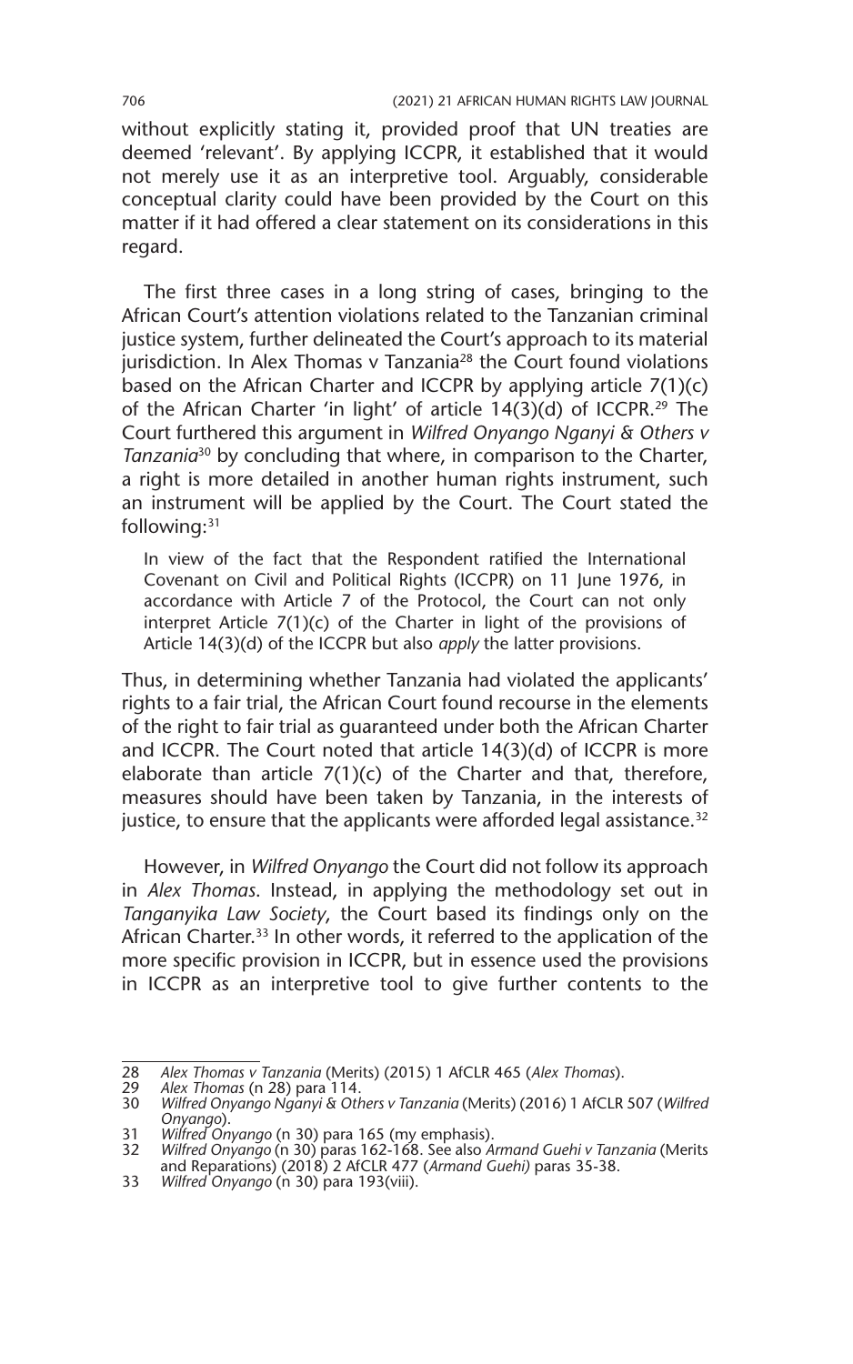without explicitly stating it, provided proof that UN treaties are deemed 'relevant'. By applying ICCPR, it established that it would not merely use it as an interpretive tool. Arguably, considerable conceptual clarity could have been provided by the Court on this matter if it had offered a clear statement on its considerations in this regard.

The first three cases in a long string of cases, bringing to the African Court's attention violations related to the Tanzanian criminal justice system, further delineated the Court's approach to its material jurisdiction. In Alex Thomas v Tanzania[28] the Court found violations based on the African Charter and ICCPR by applying article 7(1)(c) of the African Charter 'in light' of article 14(3)(d) of ICCPR.[29] The Court furthered this argument in *Wilfred Onyango Nganyi & Others v Tanzania*[30] by concluding that where, in comparison to the Charter, a right is more detailed in another human rights instrument, such an instrument will be applied by the Court. The Court stated the following:[31]

> In view of the fact that the Respondent ratified the International Covenant on Civil and Political Rights (ICCPR) on 11 June 1976, in accordance with Article 7 of the Protocol, the Court can not only interpret Article 7(1)(c) of the Charter in light of the provisions of Article 14(3)(d) of the ICCPR but also *apply* the latter provisions.

Thus, in determining whether Tanzania had violated the applicants' rights to a fair trial, the African Court found recourse in the elements of the right to fair trial as guaranteed under both the African Charter and ICCPR. The Court noted that article 14(3)(d) of ICCPR is more elaborate than article 7(1)(c) of the Charter and that, therefore, measures should have been taken by Tanzania, in the interests of justice, to ensure that the applicants were afforded legal assistance.[32]

However, in *Wilfred Onyango* the Court did not follow its approach in *Alex Thomas*. Instead, in applying the methodology set out in *Tanganyika Law Society*, the Court based its findings only on the African Charter.[33] In other words, it referred to the application of the more specific provision in ICCPR, but in essence used the provisions in ICCPR as an interpretive tool to give further contents to the

---

28 *Alex Thomas v Tanzania* (Merits) (2015) 1 AfCLR 465 (*Alex Thomas*).
29 *Alex Thomas* (n 28) para 114.
30 *Wilfred Onyango Nganyi & Others v Tanzania* (Merits) (2016) 1 AfCLR 507 (*Wilfred Onyango*).
31 *Wilfred Onyango* (n 30) para 165 (my emphasis).
32 *Wilfred Onyango* (n 30) paras 162-168. See also *Armand Guehi v Tanzania* (Merits and Reparations) (2018) 2 AfCLR 477 (*Armand Guehi)* paras 35-38.
33 *Wilfred Onyango* (n 30) para 193(viii).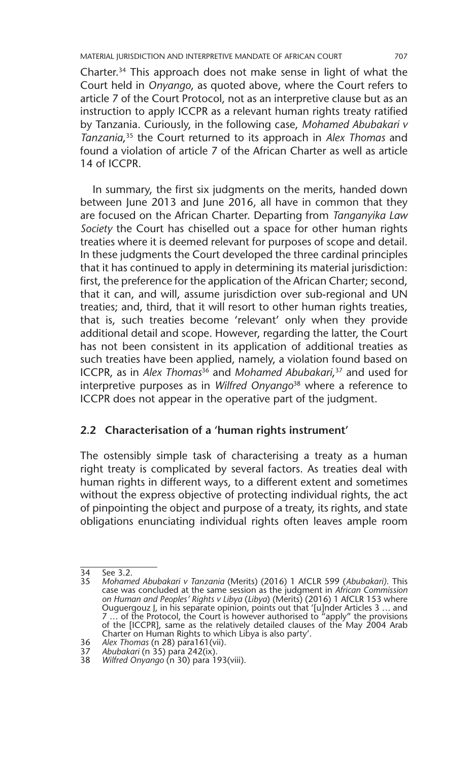Charter.[34] This approach does not make sense in light of what the Court held in *Onyango*, as quoted above, where the Court refers to article 7 of the Court Protocol, not as an interpretive clause but as an instruction to apply ICCPR as a relevant human rights treaty ratified by Tanzania. Curiously, in the following case, *Mohamed Abubakari v Tanzania*,[35] the Court returned to its approach in *Alex Thomas* and found a violation of article 7 of the African Charter as well as article 14 of ICCPR.

In summary, the first six judgments on the merits, handed down between June 2013 and June 2016, all have in common that they are focused on the African Charter. Departing from *Tanganyika Law Society* the Court has chiselled out a space for other human rights treaties where it is deemed relevant for purposes of scope and detail. In these judgments the Court developed the three cardinal principles that it has continued to apply in determining its material jurisdiction: first, the preference for the application of the African Charter; second, that it can, and will, assume jurisdiction over sub-regional and UN treaties; and, third, that it will resort to other human rights treaties, that is, such treaties become 'relevant' only when they provide additional detail and scope. However, regarding the latter, the Court has not been consistent in its application of additional treaties as such treaties have been applied, namely, a violation found based on ICCPR, as in *Alex Thomas*[36] and *Mohamed Abubakari*,[37] and used for interpretive purposes as in *Wilfred Onyango*[38] where a reference to ICCPR does not appear in the operative part of the judgment.

### 2.2 Characterisation of a 'human rights instrument'

The ostensibly simple task of characterising a treaty as a human right treaty is complicated by several factors. As treaties deal with human rights in different ways, to a different extent and sometimes without the express objective of protecting individual rights, the act of pinpointing the object and purpose of a treaty, its rights, and state obligations enunciating individual rights often leaves ample room

---

34 See 3.2.

35 *Mohamed Abubakari v Tanzania* (Merits) (2016) 1 AfCLR 599 (*Abubakari*). This case was concluded at the same session as the judgment in *African Commission on Human and Peoples' Rights v Libya* (*Libya*) (Merits) (2016) 1 AfCLR 153 where Ouguergouz J, in his separate opinion, points out that '[u]nder Articles 3 … and 7 … of the Protocol, the Court is however authorised to "apply" the provisions of the [ICCPR], same as the relatively detailed clauses of the May 2004 Arab Charter on Human Rights to which Libya is also party'.

36 *Alex Thomas* (n 28) para161(vii).

37 *Abubakari* (n 35) para 242(ix).

38 *Wilfred Onyango* (n 30) para 193(viii).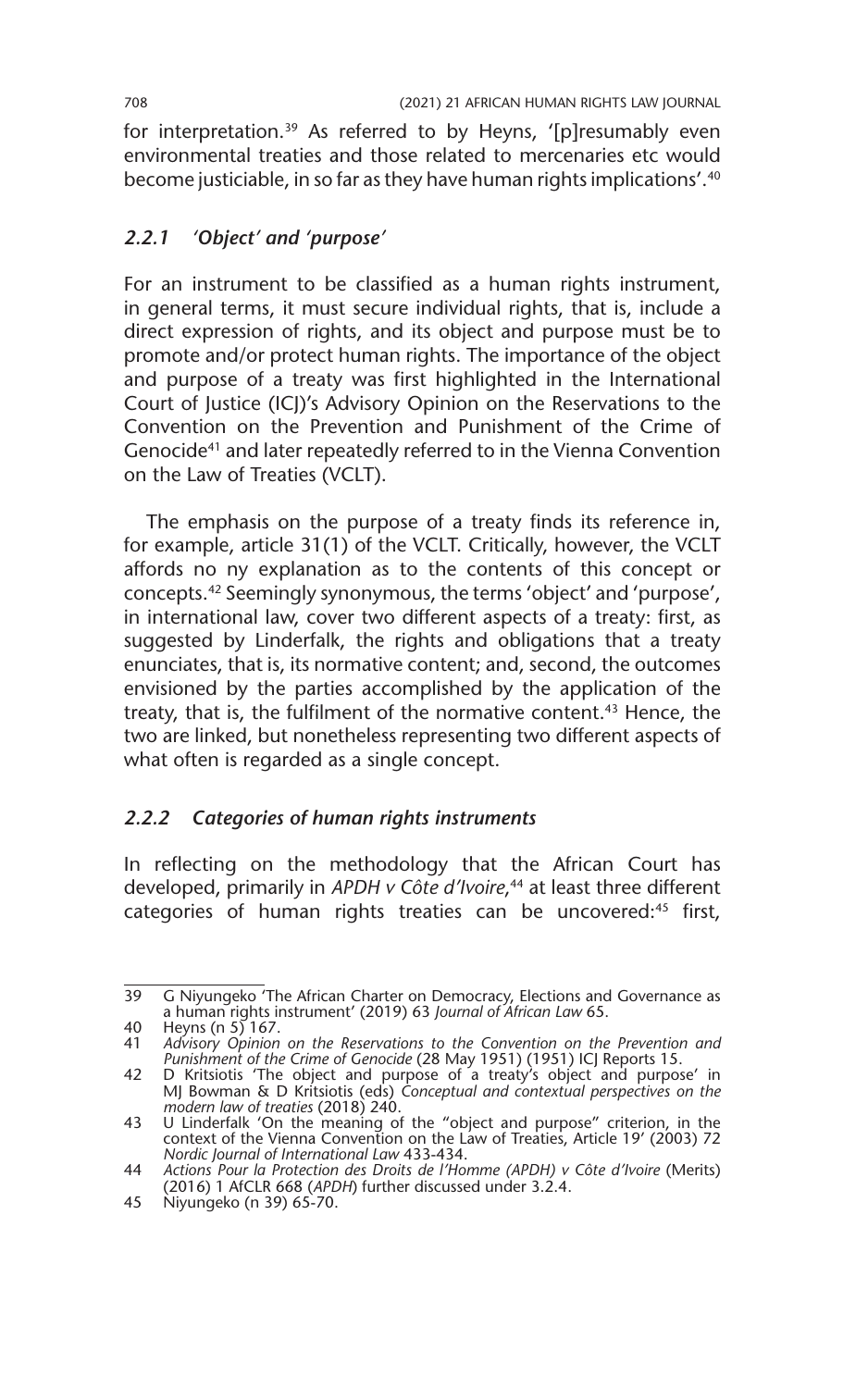for interpretation.[39] As referred to by Heyns, '[p]resumably even environmental treaties and those related to mercenaries etc would become justiciable, in so far as they have human rights implications'.[40]

### *2.2.1 'Object' and 'purpose'*

For an instrument to be classified as a human rights instrument, in general terms, it must secure individual rights, that is, include a direct expression of rights, and its object and purpose must be to promote and/or protect human rights. The importance of the object and purpose of a treaty was first highlighted in the International Court of Justice (ICJ)'s Advisory Opinion on the Reservations to the Convention on the Prevention and Punishment of the Crime of Genocide[41] and later repeatedly referred to in the Vienna Convention on the Law of Treaties (VCLT).

The emphasis on the purpose of a treaty finds its reference in, for example, article 31(1) of the VCLT. Critically, however, the VCLT affords no ny explanation as to the contents of this concept or concepts.[42] Seemingly synonymous, the terms 'object' and 'purpose', in international law, cover two different aspects of a treaty: first, as suggested by Linderfalk, the rights and obligations that a treaty enunciates, that is, its normative content; and, second, the outcomes envisioned by the parties accomplished by the application of the treaty, that is, the fulfilment of the normative content.[43] Hence, the two are linked, but nonetheless representing two different aspects of what often is regarded as a single concept.

### *2.2.2 Categories of human rights instruments*

In reflecting on the methodology that the African Court has developed, primarily in *APDH v Côte d'Ivoire*,[44] at least three different categories of human rights treaties can be uncovered:[45] first,

---

39 G Niyungeko 'The African Charter on Democracy, Elections and Governance as a human rights instrument' (2019) 63 *Journal of African Law* 65.

40 Heyns (n 5) 167.

41 *Advisory Opinion on the Reservations to the Convention on the Prevention and Punishment of the Crime of Genocide* (28 May 1951) (1951) ICJ Reports 15.

42 D Kritsiotis 'The object and purpose of a treaty's object and purpose' in MJ Bowman & D Kritsiotis (eds) *Conceptual and contextual perspectives on the modern law of treaties* (2018) 240.

43 U Linderfalk 'On the meaning of the "object and purpose" criterion, in the context of the Vienna Convention on the Law of Treaties, Article 19' (2003) 72 *Nordic Journal of International Law* 433-434.

44 *Actions Pour la Protection des Droits de l'Homme (APDH) v Côte d'Ivoire* (Merits) (2016) 1 AfCLR 668 (*APDH*) further discussed under 3.2.4.

45 Niyungeko (n 39) 65-70.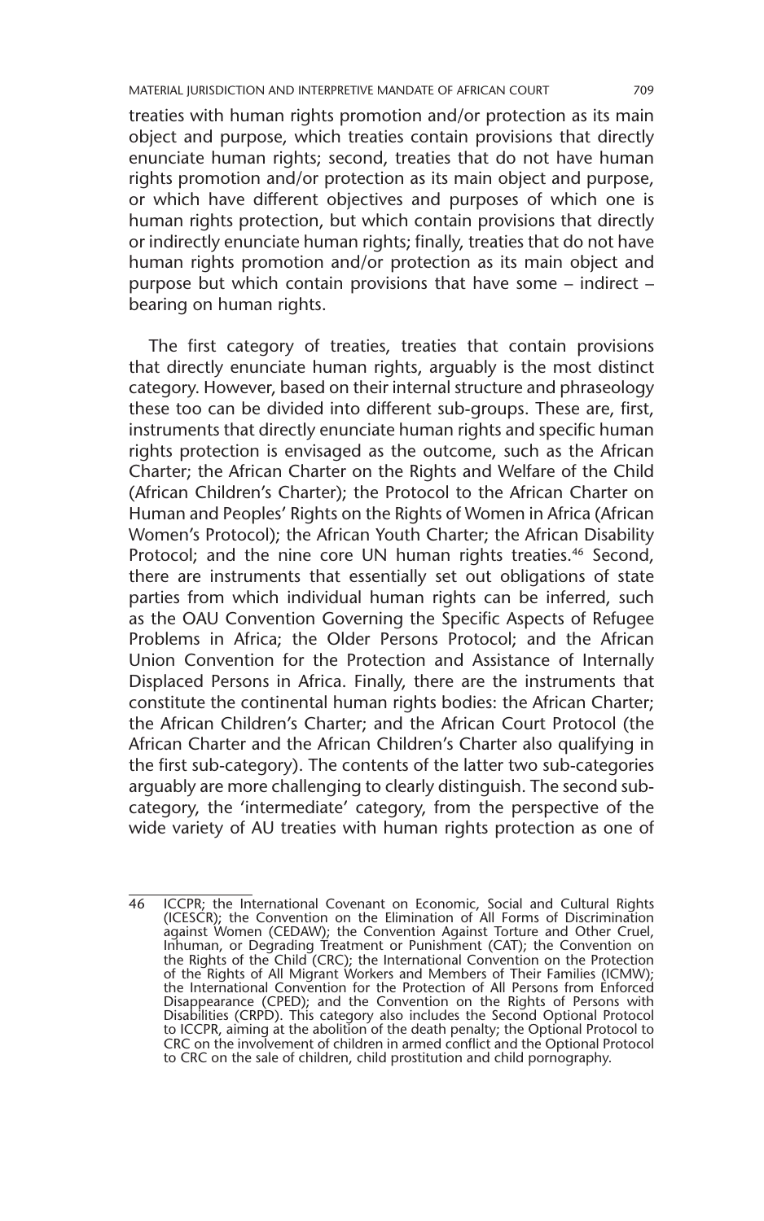treaties with human rights promotion and/or protection as its main object and purpose, which treaties contain provisions that directly enunciate human rights; second, treaties that do not have human rights promotion and/or protection as its main object and purpose, or which have different objectives and purposes of which one is human rights protection, but which contain provisions that directly or indirectly enunciate human rights; finally, treaties that do not have human rights promotion and/or protection as its main object and purpose but which contain provisions that have some – indirect – bearing on human rights.

The first category of treaties, treaties that contain provisions that directly enunciate human rights, arguably is the most distinct category. However, based on their internal structure and phraseology these too can be divided into different sub-groups. These are, first, instruments that directly enunciate human rights and specific human rights protection is envisaged as the outcome, such as the African Charter; the African Charter on the Rights and Welfare of the Child (African Children's Charter); the Protocol to the African Charter on Human and Peoples' Rights on the Rights of Women in Africa (African Women's Protocol); the African Youth Charter; the African Disability Protocol; and the nine core UN human rights treaties.[46] Second, there are instruments that essentially set out obligations of state parties from which individual human rights can be inferred, such as the OAU Convention Governing the Specific Aspects of Refugee Problems in Africa; the Older Persons Protocol; and the African Union Convention for the Protection and Assistance of Internally Displaced Persons in Africa. Finally, there are the instruments that constitute the continental human rights bodies: the African Charter; the African Children's Charter; and the African Court Protocol (the African Charter and the African Children's Charter also qualifying in the first sub-category). The contents of the latter two sub-categories arguably are more challenging to clearly distinguish. The second sub-category, the 'intermediate' category, from the perspective of the wide variety of AU treaties with human rights protection as one of

46 ICCPR; the International Covenant on Economic, Social and Cultural Rights (ICESCR); the Convention on the Elimination of All Forms of Discrimination against Women (CEDAW); the Convention Against Torture and Other Cruel, Inhuman, or Degrading Treatment or Punishment (CAT); the Convention on the Rights of the Child (CRC); the International Convention on the Protection of the Rights of All Migrant Workers and Members of Their Families (ICMW); the International Convention for the Protection of All Persons from Enforced Disappearance (CPED); and the Convention on the Rights of Persons with Disabilities (CRPD). This category also includes the Second Optional Protocol to ICCPR, aiming at the abolition of the death penalty; the Optional Protocol to CRC on the involvement of children in armed conflict and the Optional Protocol to CRC on the sale of children, child prostitution and child pornography.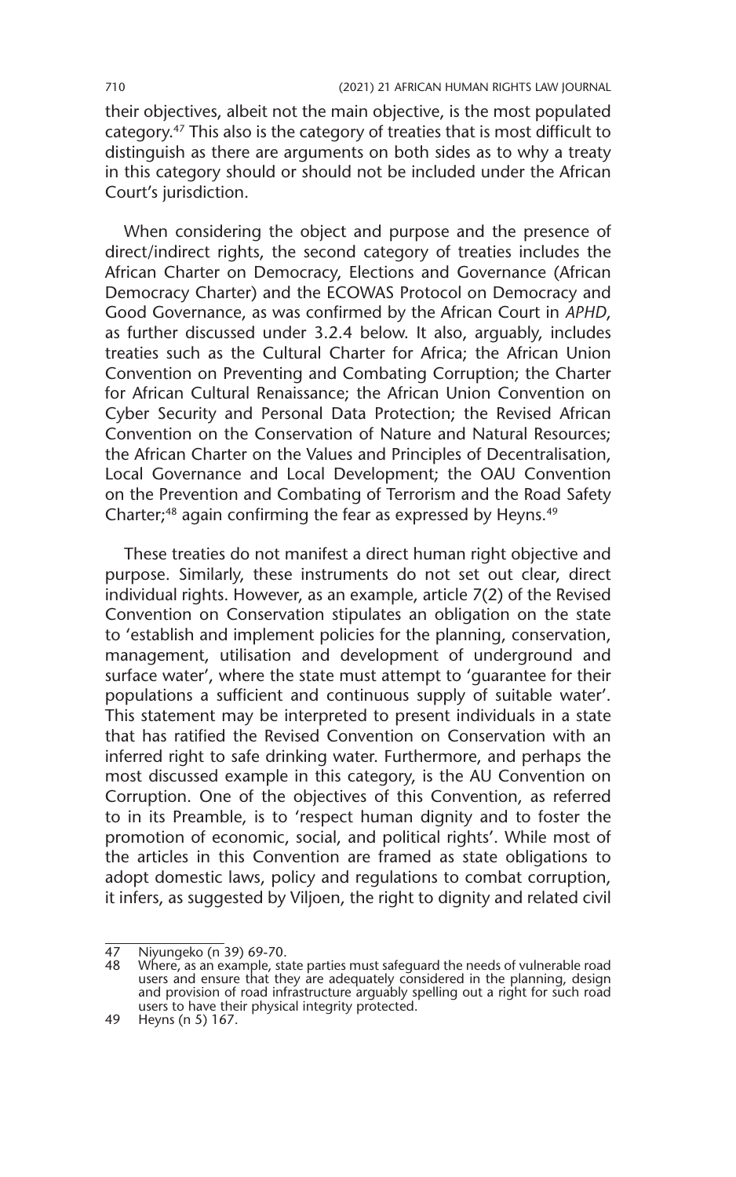their objectives, albeit not the main objective, is the most populated category.[47] This also is the category of treaties that is most difficult to distinguish as there are arguments on both sides as to why a treaty in this category should or should not be included under the African Court's jurisdiction.

When considering the object and purpose and the presence of direct/indirect rights, the second category of treaties includes the African Charter on Democracy, Elections and Governance (African Democracy Charter) and the ECOWAS Protocol on Democracy and Good Governance, as was confirmed by the African Court in *APHD*, as further discussed under 3.2.4 below. It also, arguably, includes treaties such as the Cultural Charter for Africa; the African Union Convention on Preventing and Combating Corruption; the Charter for African Cultural Renaissance; the African Union Convention on Cyber Security and Personal Data Protection; the Revised African Convention on the Conservation of Nature and Natural Resources; the African Charter on the Values and Principles of Decentralisation, Local Governance and Local Development; the OAU Convention on the Prevention and Combating of Terrorism and the Road Safety Charter;[48] again confirming the fear as expressed by Heyns.[49]

These treaties do not manifest a direct human right objective and purpose. Similarly, these instruments do not set out clear, direct individual rights. However, as an example, article 7(2) of the Revised Convention on Conservation stipulates an obligation on the state to 'establish and implement policies for the planning, conservation, management, utilisation and development of underground and surface water', where the state must attempt to 'guarantee for their populations a sufficient and continuous supply of suitable water'. This statement may be interpreted to present individuals in a state that has ratified the Revised Convention on Conservation with an inferred right to safe drinking water. Furthermore, and perhaps the most discussed example in this category, is the AU Convention on Corruption. One of the objectives of this Convention, as referred to in its Preamble, is to 'respect human dignity and to foster the promotion of economic, social, and political rights'. While most of the articles in this Convention are framed as state obligations to adopt domestic laws, policy and regulations to combat corruption, it infers, as suggested by Viljoen, the right to dignity and related civil

---

47 Niyungeko (n 39) 69-70.

48 Where, as an example, state parties must safeguard the needs of vulnerable road users and ensure that they are adequately considered in the planning, design and provision of road infrastructure arguably spelling out a right for such road users to have their physical integrity protected.

49 Heyns (n 5) 167.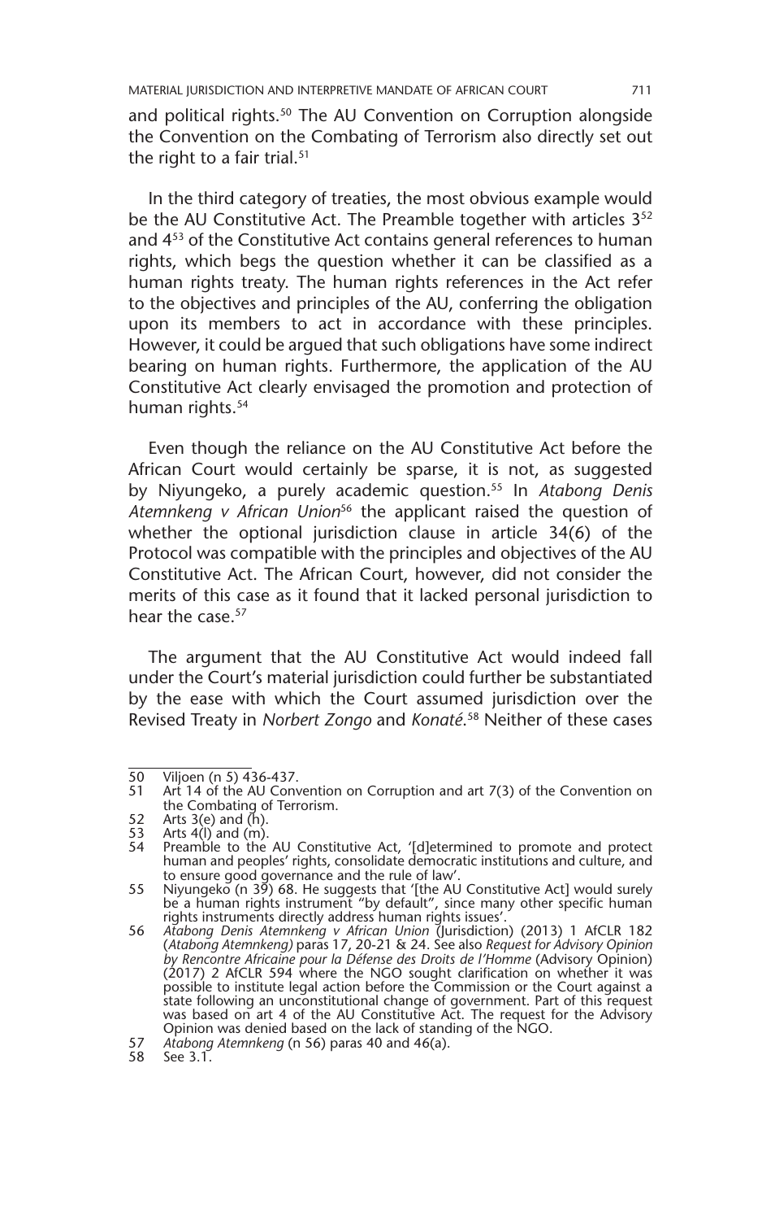and political rights.[50] The AU Convention on Corruption alongside the Convention on the Combating of Terrorism also directly set out the right to a fair trial.[51]

In the third category of treaties, the most obvious example would be the AU Constitutive Act. The Preamble together with articles 3[52] and 4[53] of the Constitutive Act contains general references to human rights, which begs the question whether it can be classified as a human rights treaty. The human rights references in the Act refer to the objectives and principles of the AU, conferring the obligation upon its members to act in accordance with these principles. However, it could be argued that such obligations have some indirect bearing on human rights. Furthermore, the application of the AU Constitutive Act clearly envisaged the promotion and protection of human rights.[54]

Even though the reliance on the AU Constitutive Act before the African Court would certainly be sparse, it is not, as suggested by Niyungeko, a purely academic question.[55] In *Atabong Denis Atemnkeng v African Union*[56] the applicant raised the question of whether the optional jurisdiction clause in article 34(6) of the Protocol was compatible with the principles and objectives of the AU Constitutive Act. The African Court, however, did not consider the merits of this case as it found that it lacked personal jurisdiction to hear the case.[57]

The argument that the AU Constitutive Act would indeed fall under the Court's material jurisdiction could further be substantiated by the ease with which the Court assumed jurisdiction over the Revised Treaty in *Norbert Zongo* and *Konaté*.[58] Neither of these cases

---

50 Viljoen (n 5) 436-437.

51 Art 14 of the AU Convention on Corruption and art 7(3) of the Convention on the Combating of Terrorism.

52 Arts 3(e) and (h).

53 Arts 4(l) and (m).

54 Preamble to the AU Constitutive Act, '[d]etermined to promote and protect human and peoples' rights, consolidate democratic institutions and culture, and to ensure good governance and the rule of law'.

55 Niyungeko (n 39) 68. He suggests that '[the AU Constitutive Act] would surely be a human rights instrument "by default", since many other specific human rights instruments directly address human rights issues'.

56 *Atabong Denis Atemnkeng v African Union* (Jurisdiction) (2013) 1 AfCLR 182 (*Atabong Atemnkeng*) paras 17, 20-21 & 24. See also *Request for Advisory Opinion by Rencontre Africaine pour la Défense des Droits de l'Homme* (Advisory Opinion) (2017) 2 AfCLR 594 where the NGO sought clarification on whether it was possible to institute legal action before the Commission or the Court against a state following an unconstitutional change of government. Part of this request was based on art 4 of the AU Constitutive Act. The request for the Advisory Opinion was denied based on the lack of standing of the NGO.

57 *Atabong Atemnkeng* (n 56) paras 40 and 46(a).

58 See 3.1.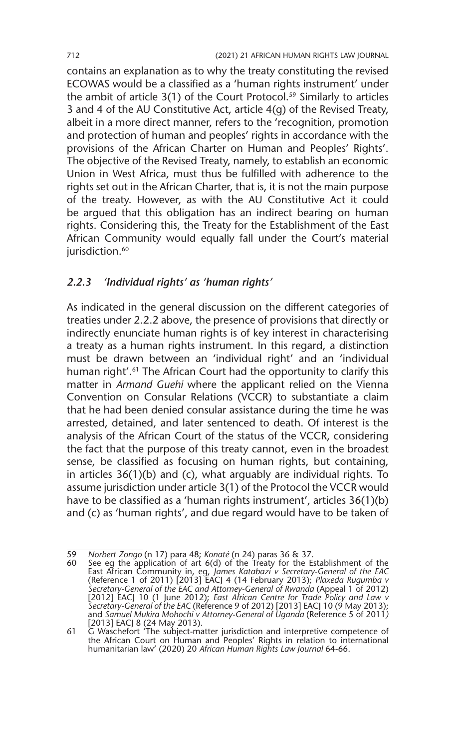contains an explanation as to why the treaty constituting the revised ECOWAS would be a classified as a 'human rights instrument' under the ambit of article 3(1) of the Court Protocol.[59] Similarly to articles 3 and 4 of the AU Constitutive Act, article 4(g) of the Revised Treaty, albeit in a more direct manner, refers to the 'recognition, promotion and protection of human and peoples' rights in accordance with the provisions of the African Charter on Human and Peoples' Rights'. The objective of the Revised Treaty, namely, to establish an economic Union in West Africa, must thus be fulfilled with adherence to the rights set out in the African Charter, that is, it is not the main purpose of the treaty. However, as with the AU Constitutive Act it could be argued that this obligation has an indirect bearing on human rights. Considering this, the Treaty for the Establishment of the East African Community would equally fall under the Court's material jurisdiction.[60]

### *2.2.3 'Individual rights' as 'human rights'*

As indicated in the general discussion on the different categories of treaties under 2.2.2 above, the presence of provisions that directly or indirectly enunciate human rights is of key interest in characterising a treaty as a human rights instrument. In this regard, a distinction must be drawn between an 'individual right' and an 'individual human right'.[61] The African Court had the opportunity to clarify this matter in *Armand Guehi* where the applicant relied on the Vienna Convention on Consular Relations (VCCR) to substantiate a claim that he had been denied consular assistance during the time he was arrested, detained, and later sentenced to death. Of interest is the analysis of the African Court of the status of the VCCR, considering the fact that the purpose of this treaty cannot, even in the broadest sense, be classified as focusing on human rights, but containing, in articles 36(1)(b) and (c), what arguably are individual rights. To assume jurisdiction under article 3(1) of the Protocol the VCCR would have to be classified as a 'human rights instrument', articles 36(1)(b) and (c) as 'human rights', and due regard would have to be taken of

---

59 *Norbert Zongo* (n 17) para 48; *Konaté* (n 24) paras 36 & 37.

60 See eg the application of art 6(d) of the Treaty for the Establishment of the East African Community in, eg, *James Katabazi v Secretary-General of the EAC* (Reference 1 of 2011) [2013] EACJ 4 (14 February 2013); *Plaxeda Rugumba v Secretary-General of the EAC and Attorney-General of Rwanda* (Appeal 1 of 2012) [2012] EACJ 10 (1 June 2012); *East African Centre for Trade Policy and Law v Secretary-General of the EAC* (Reference 9 of 2012) [2013] EACJ 10 (9 May 2013); and *Samuel Mukira Mohochi v Attorney-General of Uganda* (Reference 5 of 2011) [2013] EACJ 8 (24 May 2013).

61 G Waschefort 'The subject-matter jurisdiction and interpretive competence of the African Court on Human and Peoples' Rights in relation to international humanitarian law' (2020) 20 *African Human Rights Law Journal* 64-66.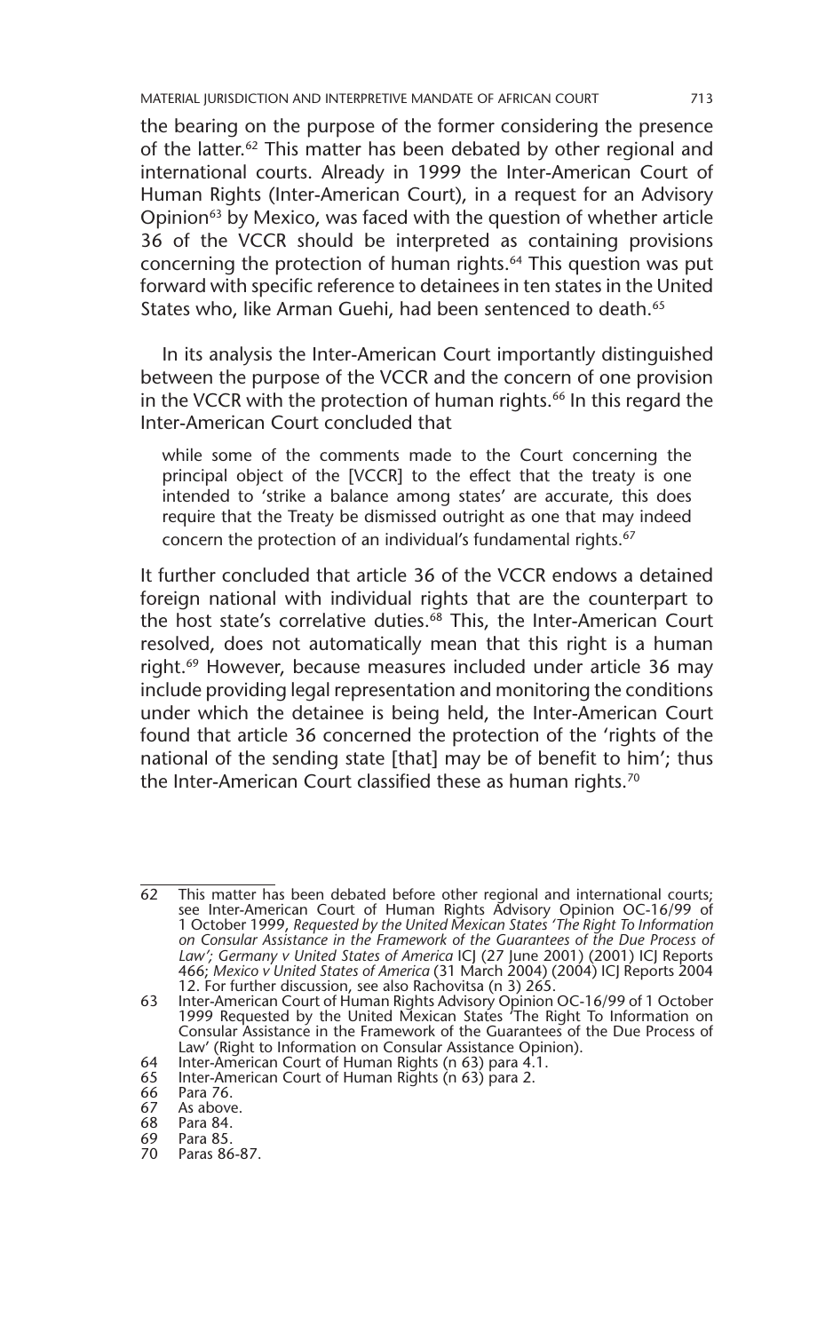the bearing on the purpose of the former considering the presence of the latter.[62] This matter has been debated by other regional and international courts. Already in 1999 the Inter-American Court of Human Rights (Inter-American Court), in a request for an Advisory Opinion[63] by Mexico, was faced with the question of whether article 36 of the VCCR should be interpreted as containing provisions concerning the protection of human rights.[64] This question was put forward with specific reference to detainees in ten states in the United States who, like Arman Guehi, had been sentenced to death.[65]

In its analysis the Inter-American Court importantly distinguished between the purpose of the VCCR and the concern of one provision in the VCCR with the protection of human rights.[66] In this regard the Inter-American Court concluded that

> while some of the comments made to the Court concerning the principal object of the [VCCR] to the effect that the treaty is one intended to 'strike a balance among states' are accurate, this does require that the Treaty be dismissed outright as one that may indeed concern the protection of an individual's fundamental rights.[67]

It further concluded that article 36 of the VCCR endows a detained foreign national with individual rights that are the counterpart to the host state's correlative duties.[68] This, the Inter-American Court resolved, does not automatically mean that this right is a human right.[69] However, because measures included under article 36 may include providing legal representation and monitoring the conditions under which the detainee is being held, the Inter-American Court found that article 36 concerned the protection of the 'rights of the national of the sending state [that] may be of benefit to him'; thus the Inter-American Court classified these as human rights.[70]

---

62 This matter has been debated before other regional and international courts; see Inter-American Court of Human Rights Advisory Opinion OC-16/99 of 1 October 1999, *Requested by the United Mexican States 'The Right To Information on Consular Assistance in the Framework of the Guarantees of the Due Process of Law'; Germany v United States of America* ICJ (27 June 2001) (2001) ICJ Reports 466; *Mexico v United States of America* (31 March 2004) (2004) ICJ Reports 2004 12. For further discussion, see also Rachovitsa (n 3) 265.

63 Inter-American Court of Human Rights Advisory Opinion OC-16/99 of 1 October 1999 Requested by the United Mexican States 'The Right To Information on Consular Assistance in the Framework of the Guarantees of the Due Process of Law' (Right to Information on Consular Assistance Opinion).

64 Inter-American Court of Human Rights (n 63) para 4.1.

65 Inter-American Court of Human Rights (n 63) para 2.

66 Para 76.

67 As above.

68 Para 84.

69 Para 85.

70 Paras 86-87.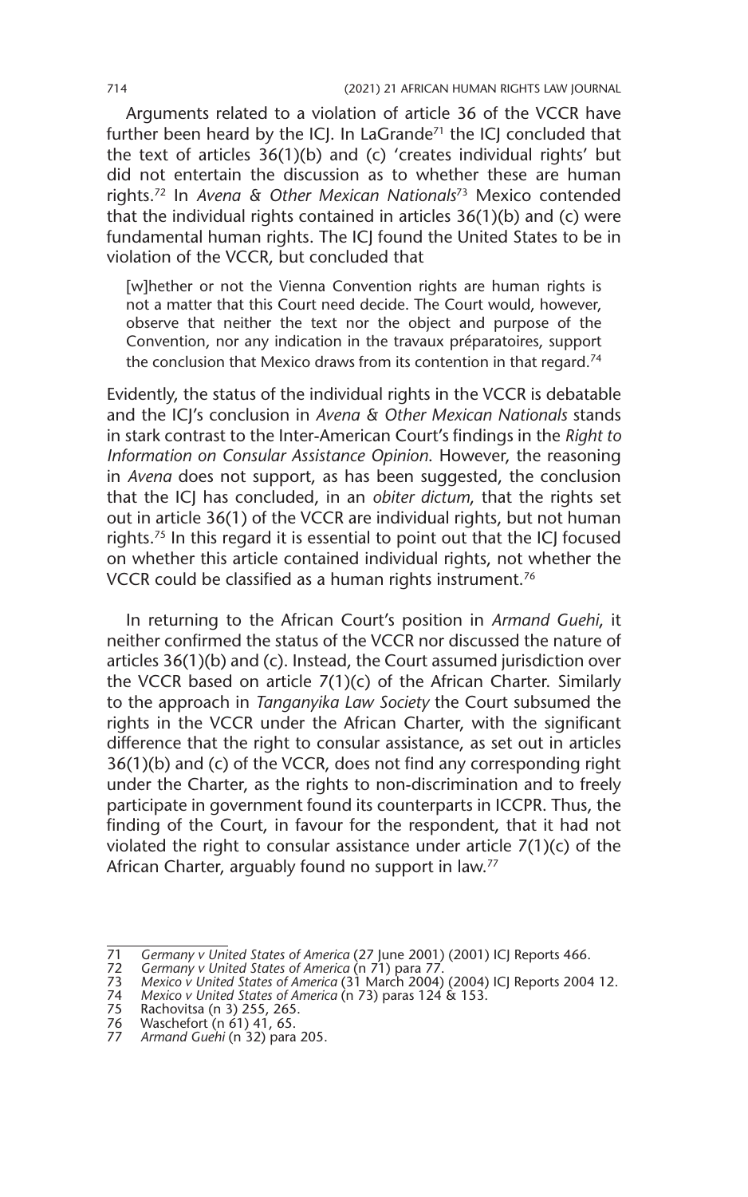Arguments related to a violation of article 36 of the VCCR have further been heard by the ICJ. In LaGrande[71] the ICJ concluded that the text of articles 36(1)(b) and (c) 'creates individual rights' but did not entertain the discussion as to whether these are human rights.[72] In *Avena & Other Mexican Nationals*[73] Mexico contended that the individual rights contained in articles 36(1)(b) and (c) were fundamental human rights. The ICJ found the United States to be in violation of the VCCR, but concluded that

> [w]hether or not the Vienna Convention rights are human rights is not a matter that this Court need decide. The Court would, however, observe that neither the text nor the object and purpose of the Convention, nor any indication in the travaux préparatoires, support the conclusion that Mexico draws from its contention in that regard.[74]

Evidently, the status of the individual rights in the VCCR is debatable and the ICJ's conclusion in *Avena & Other Mexican Nationals* stands in stark contrast to the Inter-American Court's findings in the *Right to Information on Consular Assistance Opinion*. However, the reasoning in *Avena* does not support, as has been suggested, the conclusion that the ICJ has concluded, in an *obiter dictum*, that the rights set out in article 36(1) of the VCCR are individual rights, but not human rights.[75] In this regard it is essential to point out that the ICJ focused on whether this article contained individual rights, not whether the VCCR could be classified as a human rights instrument.[76]

In returning to the African Court's position in *Armand Guehi*, it neither confirmed the status of the VCCR nor discussed the nature of articles 36(1)(b) and (c). Instead, the Court assumed jurisdiction over the VCCR based on article 7(1)(c) of the African Charter. Similarly to the approach in *Tanganyika Law Society* the Court subsumed the rights in the VCCR under the African Charter, with the significant difference that the right to consular assistance, as set out in articles 36(1)(b) and (c) of the VCCR, does not find any corresponding right under the Charter, as the rights to non-discrimination and to freely participate in government found its counterparts in ICCPR. Thus, the finding of the Court, in favour for the respondent, that it had not violated the right to consular assistance under article 7(1)(c) of the African Charter, arguably found no support in law.[77]

---

71 *Germany v United States of America* (27 June 2001) (2001) ICJ Reports 466.
72 *Germany v United States of America* (n 71) para 77.
73 *Mexico v United States of America* (31 March 2004) (2004) ICJ Reports 2004 12.
74 *Mexico v United States of America* (n 73) paras 124 & 153.
75 Rachovitsa (n 3) 255, 265.
76 Waschefort (n 61) 41, 65.
77 *Armand Guehi* (n 32) para 205.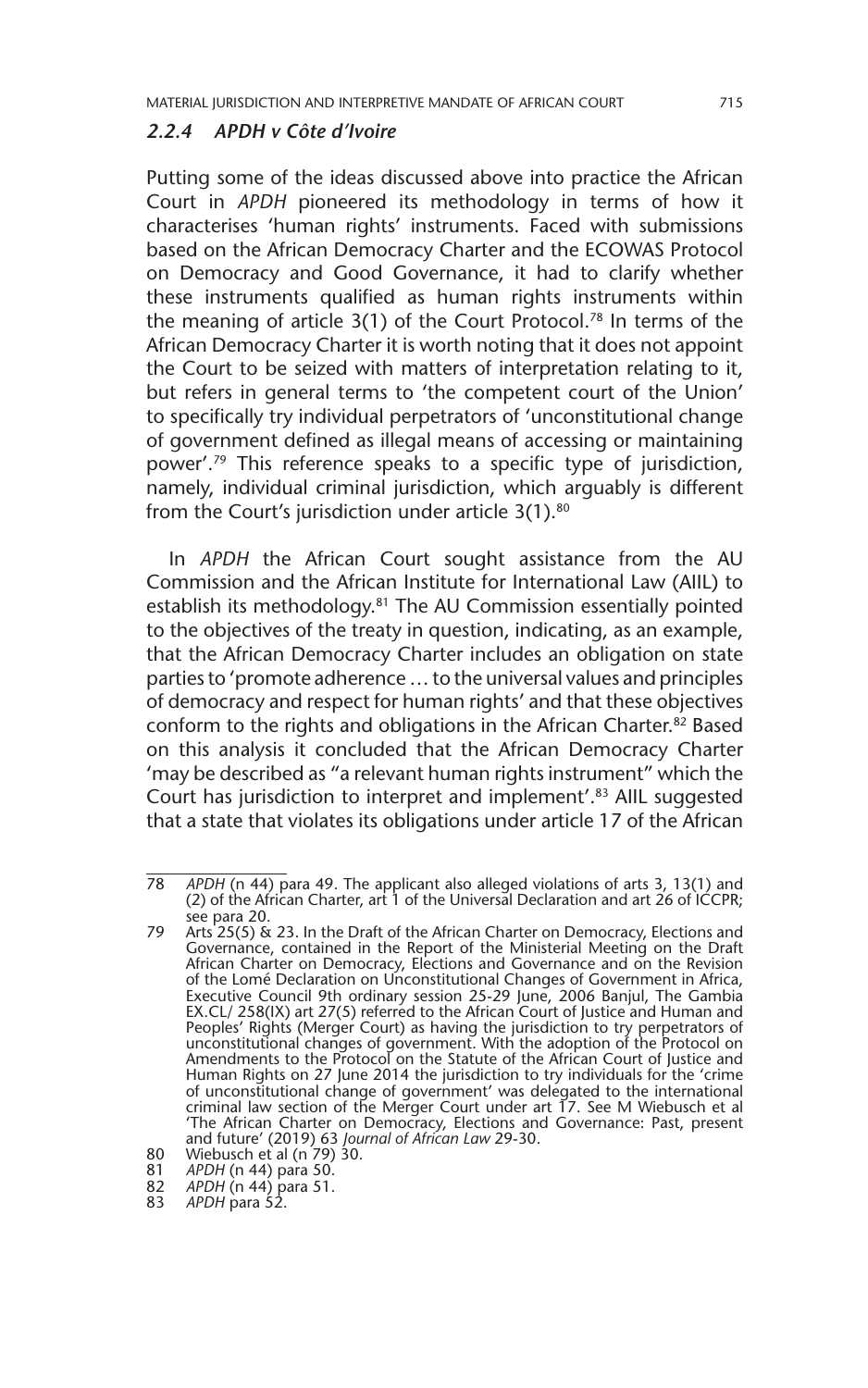### *2.2.4 APDH v Côte d'Ivoire*

Putting some of the ideas discussed above into practice the African Court in *APDH* pioneered its methodology in terms of how it characterises 'human rights' instruments. Faced with submissions based on the African Democracy Charter and the ECOWAS Protocol on Democracy and Good Governance, it had to clarify whether these instruments qualified as human rights instruments within the meaning of article 3(1) of the Court Protocol.[78] In terms of the African Democracy Charter it is worth noting that it does not appoint the Court to be seized with matters of interpretation relating to it, but refers in general terms to 'the competent court of the Union' to specifically try individual perpetrators of 'unconstitutional change of government defined as illegal means of accessing or maintaining power'.[79] This reference speaks to a specific type of jurisdiction, namely, individual criminal jurisdiction, which arguably is different from the Court's jurisdiction under article 3(1).[80]

In *APDH* the African Court sought assistance from the AU Commission and the African Institute for International Law (AIIL) to establish its methodology.[81] The AU Commission essentially pointed to the objectives of the treaty in question, indicating, as an example, that the African Democracy Charter includes an obligation on state parties to 'promote adherence … to the universal values and principles of democracy and respect for human rights' and that these objectives conform to the rights and obligations in the African Charter.[82] Based on this analysis it concluded that the African Democracy Charter 'may be described as "a relevant human rights instrument" which the Court has jurisdiction to interpret and implement'.[83] AIIL suggested that a state that violates its obligations under article 17 of the African

---

78 *APDH* (n 44) para 49. The applicant also alleged violations of arts 3, 13(1) and (2) of the African Charter, art 1 of the Universal Declaration and art 26 of ICCPR; see para 20.

79 Arts 25(5) & 23. In the Draft of the African Charter on Democracy, Elections and Governance, contained in the Report of the Ministerial Meeting on the Draft African Charter on Democracy, Elections and Governance and on the Revision of the Lomé Declaration on Unconstitutional Changes of Government in Africa, Executive Council 9th ordinary session 25-29 June, 2006 Banjul, The Gambia EX.CL/ 258(IX) art 27(5) referred to the African Court of Justice and Human and Peoples' Rights (Merger Court) as having the jurisdiction to try perpetrators of unconstitutional changes of government. With the adoption of the Protocol on Amendments to the Protocol on the Statute of the African Court of Justice and Human Rights on 27 June 2014 the jurisdiction to try individuals for the 'crime of unconstitutional change of government' was delegated to the international criminal law section of the Merger Court under art 17. See M Wiebusch et al 'The African Charter on Democracy, Elections and Governance: Past, present and future' (2019) 63 *Journal of African Law* 29-30.

80 Wiebusch et al (n 79) 30.

81 *APDH* (n 44) para 50.

82 *APDH* (n 44) para 51.

83 *APDH* para 52.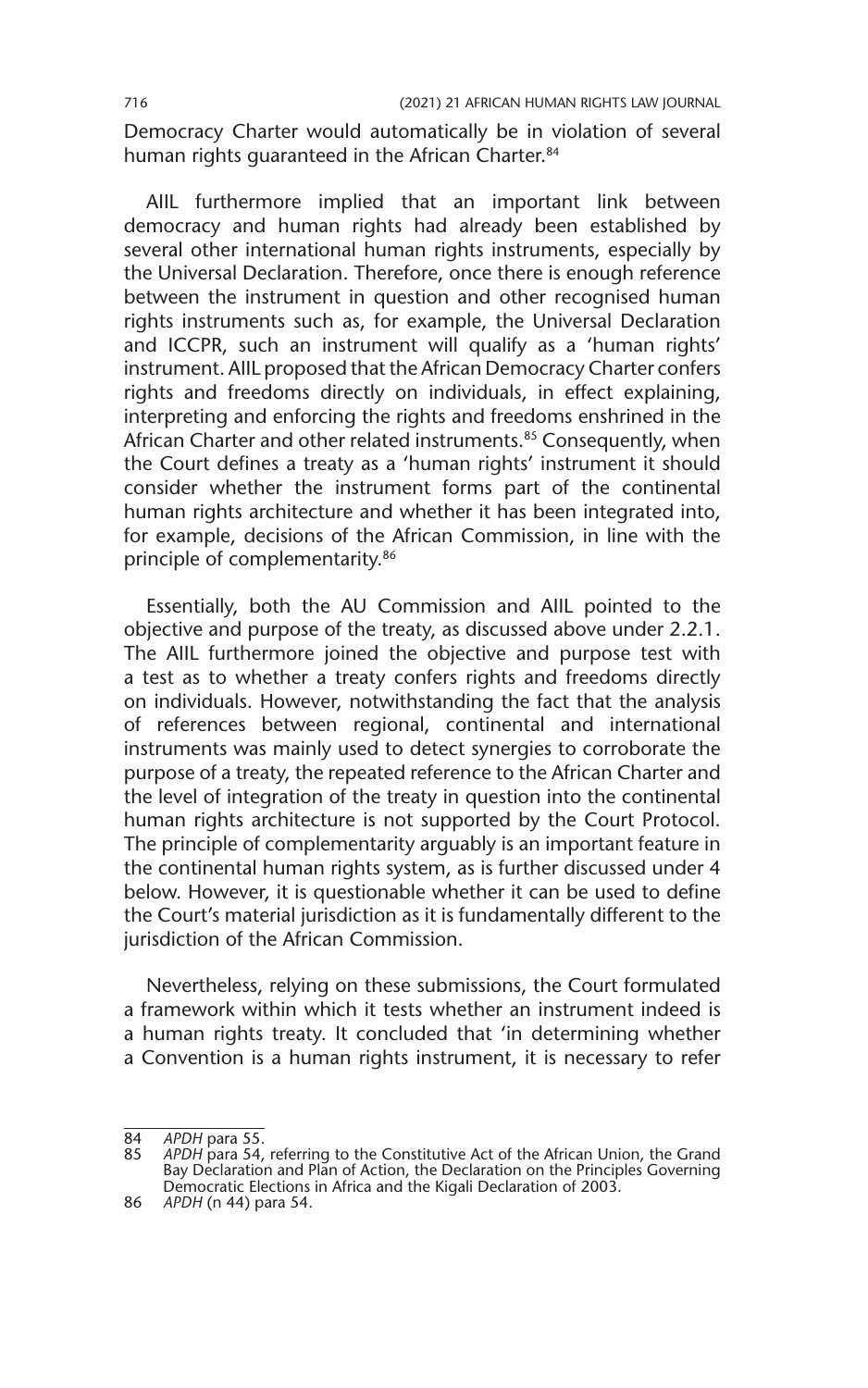Democracy Charter would automatically be in violation of several human rights guaranteed in the African Charter.[84]

AIIL furthermore implied that an important link between democracy and human rights had already been established by several other international human rights instruments, especially by the Universal Declaration. Therefore, once there is enough reference between the instrument in question and other recognised human rights instruments such as, for example, the Universal Declaration and ICCPR, such an instrument will qualify as a 'human rights' instrument. AIIL proposed that the African Democracy Charter confers rights and freedoms directly on individuals, in effect explaining, interpreting and enforcing the rights and freedoms enshrined in the African Charter and other related instruments.[85] Consequently, when the Court defines a treaty as a 'human rights' instrument it should consider whether the instrument forms part of the continental human rights architecture and whether it has been integrated into, for example, decisions of the African Commission, in line with the principle of complementarity.[86]

Essentially, both the AU Commission and AIIL pointed to the objective and purpose of the treaty, as discussed above under 2.2.1. The AIIL furthermore joined the objective and purpose test with a test as to whether a treaty confers rights and freedoms directly on individuals. However, notwithstanding the fact that the analysis of references between regional, continental and international instruments was mainly used to detect synergies to corroborate the purpose of a treaty, the repeated reference to the African Charter and the level of integration of the treaty in question into the continental human rights architecture is not supported by the Court Protocol. The principle of complementarity arguably is an important feature in the continental human rights system, as is further discussed under 4 below. However, it is questionable whether it can be used to define the Court's material jurisdiction as it is fundamentally different to the jurisdiction of the African Commission.

Nevertheless, relying on these submissions, the Court formulated a framework within which it tests whether an instrument indeed is a human rights treaty. It concluded that 'in determining whether a Convention is a human rights instrument, it is necessary to refer

---

84 *APDH* para 55.

85 *APDH* para 54, referring to the Constitutive Act of the African Union, the Grand Bay Declaration and Plan of Action, the Declaration on the Principles Governing Democratic Elections in Africa and the Kigali Declaration of 2003.

86 *APDH* (n 44) para 54.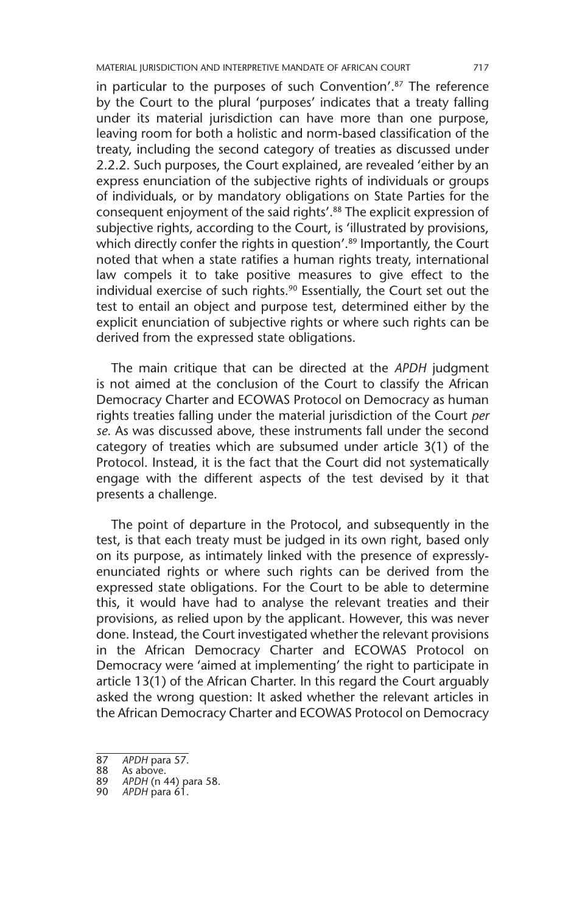in particular to the purposes of such Convention'.[87] The reference by the Court to the plural 'purposes' indicates that a treaty falling under its material jurisdiction can have more than one purpose, leaving room for both a holistic and norm-based classification of the treaty, including the second category of treaties as discussed under 2.2.2. Such purposes, the Court explained, are revealed 'either by an express enunciation of the subjective rights of individuals or groups of individuals, or by mandatory obligations on State Parties for the consequent enjoyment of the said rights'.[88] The explicit expression of subjective rights, according to the Court, is 'illustrated by provisions, which directly confer the rights in question'.[89] Importantly, the Court noted that when a state ratifies a human rights treaty, international law compels it to take positive measures to give effect to the individual exercise of such rights.[90] Essentially, the Court set out the test to entail an object and purpose test, determined either by the explicit enunciation of subjective rights or where such rights can be derived from the expressed state obligations.

The main critique that can be directed at the *APDH* judgment is not aimed at the conclusion of the Court to classify the African Democracy Charter and ECOWAS Protocol on Democracy as human rights treaties falling under the material jurisdiction of the Court *per se*. As was discussed above, these instruments fall under the second category of treaties which are subsumed under article 3(1) of the Protocol. Instead, it is the fact that the Court did not systematically engage with the different aspects of the test devised by it that presents a challenge.

The point of departure in the Protocol, and subsequently in the test, is that each treaty must be judged in its own right, based only on its purpose, as intimately linked with the presence of expressly-enunciated rights or where such rights can be derived from the expressed state obligations. For the Court to be able to determine this, it would have had to analyse the relevant treaties and their provisions, as relied upon by the applicant. However, this was never done. Instead, the Court investigated whether the relevant provisions in the African Democracy Charter and ECOWAS Protocol on Democracy were 'aimed at implementing' the right to participate in article 13(1) of the African Charter. In this regard the Court arguably asked the wrong question: It asked whether the relevant articles in the African Democracy Charter and ECOWAS Protocol on Democracy

---

87 *APDH* para 57.
88 As above.
89 *APDH* (n 44) para 58.
90 *APDH* para 61.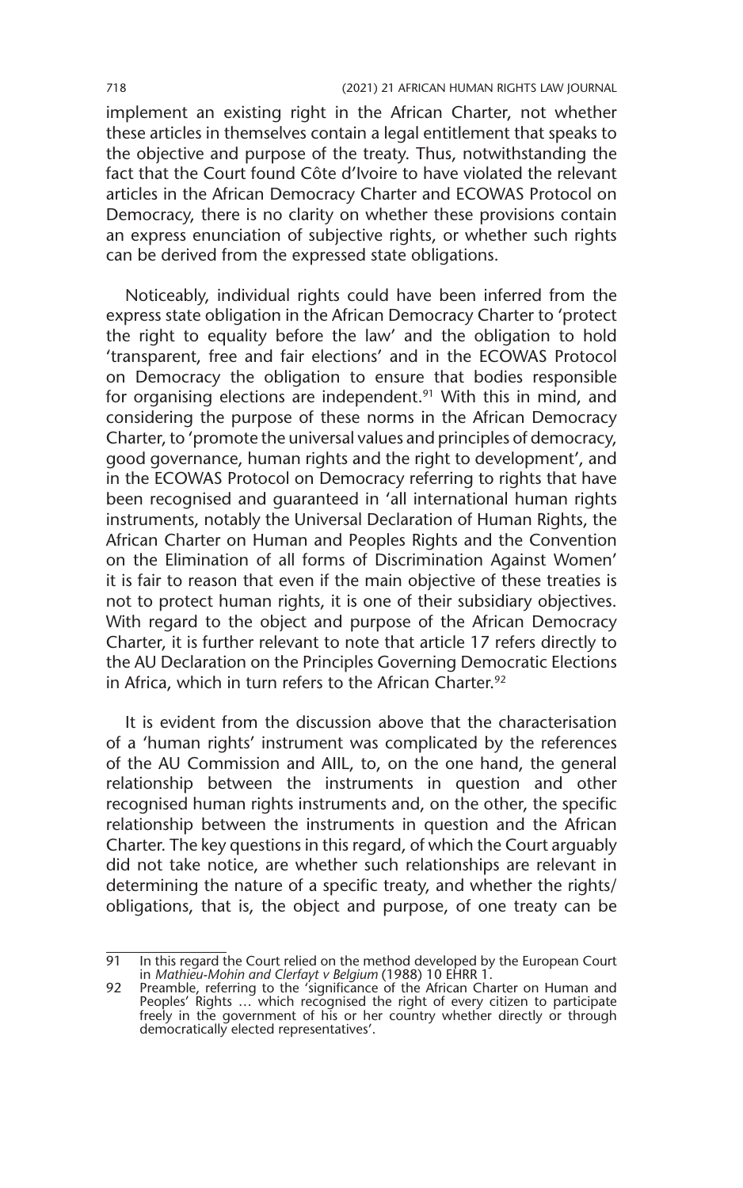implement an existing right in the African Charter, not whether these articles in themselves contain a legal entitlement that speaks to the objective and purpose of the treaty. Thus, notwithstanding the fact that the Court found Côte d'Ivoire to have violated the relevant articles in the African Democracy Charter and ECOWAS Protocol on Democracy, there is no clarity on whether these provisions contain an express enunciation of subjective rights, or whether such rights can be derived from the expressed state obligations.

Noticeably, individual rights could have been inferred from the express state obligation in the African Democracy Charter to 'protect the right to equality before the law' and the obligation to hold 'transparent, free and fair elections' and in the ECOWAS Protocol on Democracy the obligation to ensure that bodies responsible for organising elections are independent.[91] With this in mind, and considering the purpose of these norms in the African Democracy Charter, to 'promote the universal values and principles of democracy, good governance, human rights and the right to development', and in the ECOWAS Protocol on Democracy referring to rights that have been recognised and guaranteed in 'all international human rights instruments, notably the Universal Declaration of Human Rights, the African Charter on Human and Peoples Rights and the Convention on the Elimination of all forms of Discrimination Against Women' it is fair to reason that even if the main objective of these treaties is not to protect human rights, it is one of their subsidiary objectives. With regard to the object and purpose of the African Democracy Charter, it is further relevant to note that article 17 refers directly to the AU Declaration on the Principles Governing Democratic Elections in Africa, which in turn refers to the African Charter.[92]

It is evident from the discussion above that the characterisation of a 'human rights' instrument was complicated by the references of the AU Commission and AIIL, to, on the one hand, the general relationship between the instruments in question and other recognised human rights instruments and, on the other, the specific relationship between the instruments in question and the African Charter. The key questions in this regard, of which the Court arguably did not take notice, are whether such relationships are relevant in determining the nature of a specific treaty, and whether the rights/obligations, that is, the object and purpose, of one treaty can be

---

91 In this regard the Court relied on the method developed by the European Court in *Mathieu-Mohin and Clerfayt v Belgium* (1988) 10 EHRR 1.

92 Preamble, referring to the 'significance of the African Charter on Human and Peoples' Rights … which recognised the right of every citizen to participate freely in the government of his or her country whether directly or through democratically elected representatives'.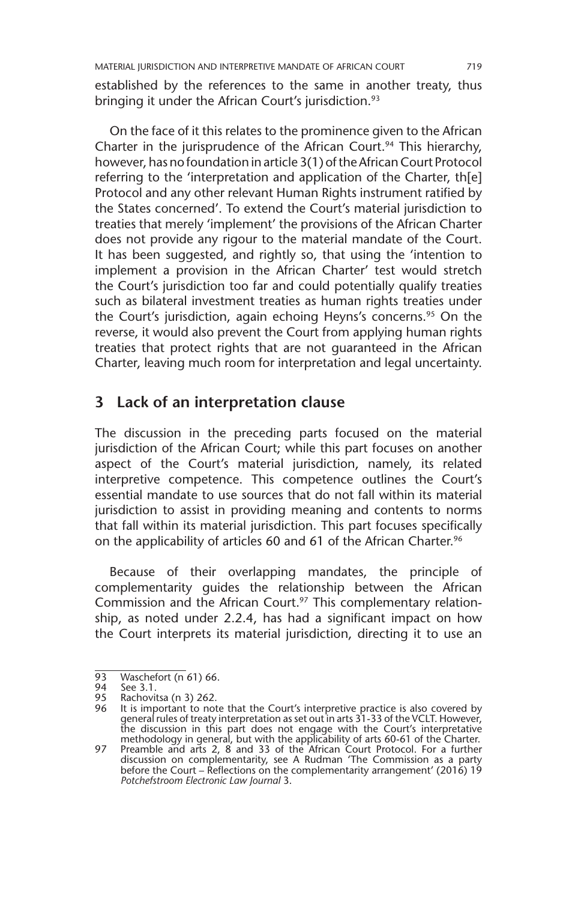established by the references to the same in another treaty, thus bringing it under the African Court's jurisdiction.[93]

On the face of it this relates to the prominence given to the African Charter in the jurisprudence of the African Court.[94] This hierarchy, however, has no foundation in article 3(1) of the African Court Protocol referring to the 'interpretation and application of the Charter, th[e] Protocol and any other relevant Human Rights instrument ratified by the States concerned'. To extend the Court's material jurisdiction to treaties that merely 'implement' the provisions of the African Charter does not provide any rigour to the material mandate of the Court. It has been suggested, and rightly so, that using the 'intention to implement a provision in the African Charter' test would stretch the Court's jurisdiction too far and could potentially qualify treaties such as bilateral investment treaties as human rights treaties under the Court's jurisdiction, again echoing Heyns's concerns.[95] On the reverse, it would also prevent the Court from applying human rights treaties that protect rights that are not guaranteed in the African Charter, leaving much room for interpretation and legal uncertainty.

## 3 Lack of an interpretation clause

The discussion in the preceding parts focused on the material jurisdiction of the African Court; while this part focuses on another aspect of the Court's material jurisdiction, namely, its related interpretive competence. This competence outlines the Court's essential mandate to use sources that do not fall within its material jurisdiction to assist in providing meaning and contents to norms that fall within its material jurisdiction. This part focuses specifically on the applicability of articles 60 and 61 of the African Charter.[96]

Because of their overlapping mandates, the principle of complementarity guides the relationship between the African Commission and the African Court.[97] This complementary relationship, as noted under 2.2.4, has had a significant impact on how the Court interprets its material jurisdiction, directing it to use an

---

93 Waschefort (n 61) 66.

94 See 3.1.

95 Rachovitsa (n 3) 262.

96 It is important to note that the Court's interpretive practice is also covered by general rules of treaty interpretation as set out in arts 31-33 of the VCLT. However, the discussion in this part does not engage with the Court's interpretative methodology in general, but with the applicability of arts 60-61 of the Charter.

97 Preamble and arts 2, 8 and 33 of the African Court Protocol. For a further discussion on complementarity, see A Rudman 'The Commission as a party before the Court – Reflections on the complementarity arrangement' (2016) 19 *Potchefstroom Electronic Law Journal* 3.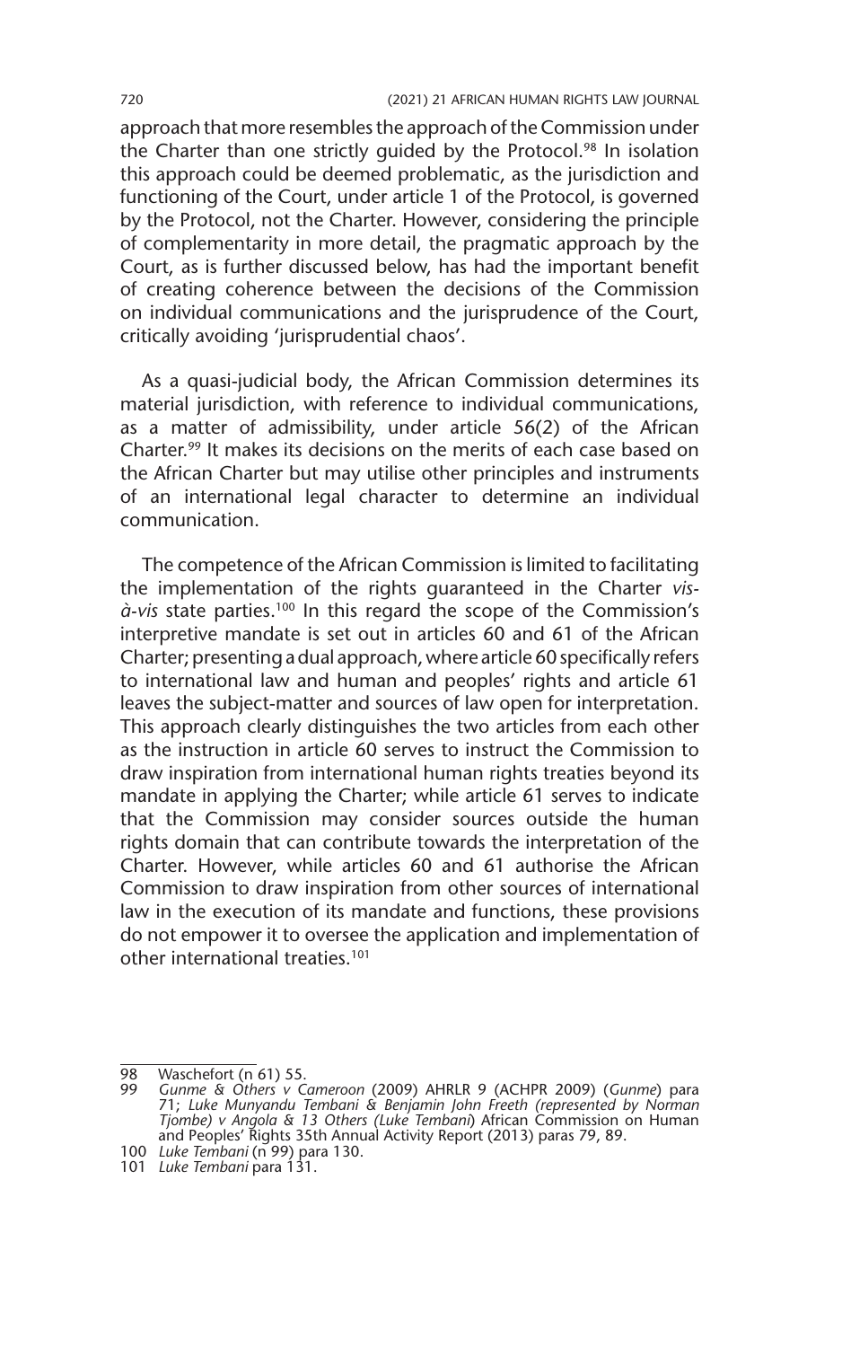approach that more resembles the approach of the Commission under the Charter than one strictly guided by the Protocol.[98] In isolation this approach could be deemed problematic, as the jurisdiction and functioning of the Court, under article 1 of the Protocol, is governed by the Protocol, not the Charter. However, considering the principle of complementarity in more detail, the pragmatic approach by the Court, as is further discussed below, has had the important benefit of creating coherence between the decisions of the Commission on individual communications and the jurisprudence of the Court, critically avoiding 'jurisprudential chaos'.

As a quasi-judicial body, the African Commission determines its material jurisdiction, with reference to individual communications, as a matter of admissibility, under article 56(2) of the African Charter.[99] It makes its decisions on the merits of each case based on the African Charter but may utilise other principles and instruments of an international legal character to determine an individual communication.

The competence of the African Commission is limited to facilitating the implementation of the rights guaranteed in the Charter *vis-à-vis* state parties.[100] In this regard the scope of the Commission's interpretive mandate is set out in articles 60 and 61 of the African Charter; presenting a dual approach, where article 60 specifically refers to international law and human and peoples' rights and article 61 leaves the subject-matter and sources of law open for interpretation. This approach clearly distinguishes the two articles from each other as the instruction in article 60 serves to instruct the Commission to draw inspiration from international human rights treaties beyond its mandate in applying the Charter; while article 61 serves to indicate that the Commission may consider sources outside the human rights domain that can contribute towards the interpretation of the Charter. However, while articles 60 and 61 authorise the African Commission to draw inspiration from other sources of international law in the execution of its mandate and functions, these provisions do not empower it to oversee the application and implementation of other international treaties.[101]

---

98 Waschefort (n 61) 55.

99 *Gunme & Others v Cameroon* (2009) AHRLR 9 (ACHPR 2009) (*Gunme*) para 71; *Luke Munyandu Tembani & Benjamin John Freeth (represented by Norman Tjombe) v Angola & 13 Others (Luke Tembani)* African Commission on Human and Peoples' Rights 35th Annual Activity Report (2013) paras 79, 89.

100 *Luke Tembani* (n 99) para 130.

101 *Luke Tembani* para 131.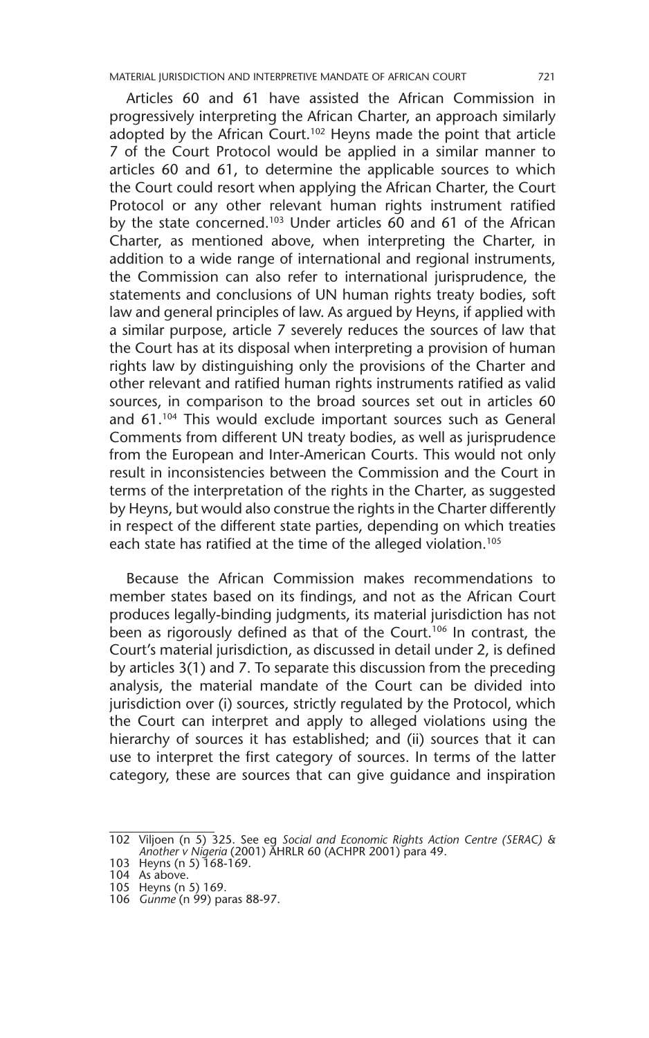Articles 60 and 61 have assisted the African Commission in progressively interpreting the African Charter, an approach similarly adopted by the African Court.[102] Heyns made the point that article 7 of the Court Protocol would be applied in a similar manner to articles 60 and 61, to determine the applicable sources to which the Court could resort when applying the African Charter, the Court Protocol or any other relevant human rights instrument ratified by the state concerned.[103] Under articles 60 and 61 of the African Charter, as mentioned above, when interpreting the Charter, in addition to a wide range of international and regional instruments, the Commission can also refer to international jurisprudence, the statements and conclusions of UN human rights treaty bodies, soft law and general principles of law. As argued by Heyns, if applied with a similar purpose, article 7 severely reduces the sources of law that the Court has at its disposal when interpreting a provision of human rights law by distinguishing only the provisions of the Charter and other relevant and ratified human rights instruments ratified as valid sources, in comparison to the broad sources set out in articles 60 and 61.[104] This would exclude important sources such as General Comments from different UN treaty bodies, as well as jurisprudence from the European and Inter-American Courts. This would not only result in inconsistencies between the Commission and the Court in terms of the interpretation of the rights in the Charter, as suggested by Heyns, but would also construe the rights in the Charter differently in respect of the different state parties, depending on which treaties each state has ratified at the time of the alleged violation.[105]

Because the African Commission makes recommendations to member states based on its findings, and not as the African Court produces legally-binding judgments, its material jurisdiction has not been as rigorously defined as that of the Court.[106] In contrast, the Court's material jurisdiction, as discussed in detail under 2, is defined by articles 3(1) and 7. To separate this discussion from the preceding analysis, the material mandate of the Court can be divided into jurisdiction over (i) sources, strictly regulated by the Protocol, which the Court can interpret and apply to alleged violations using the hierarchy of sources it has established; and (ii) sources that it can use to interpret the first category of sources. In terms of the latter category, these are sources that can give guidance and inspiration

---

102 Viljoen (n 5) 325. See eg *Social and Economic Rights Action Centre (SERAC) & Another v Nigeria* (2001) AHRLR 60 (ACHPR 2001) para 49.

103 Heyns (n 5) 168-169.

104 As above.

105 Heyns (n 5) 169.

106 *Gunme* (n 99) paras 88-97.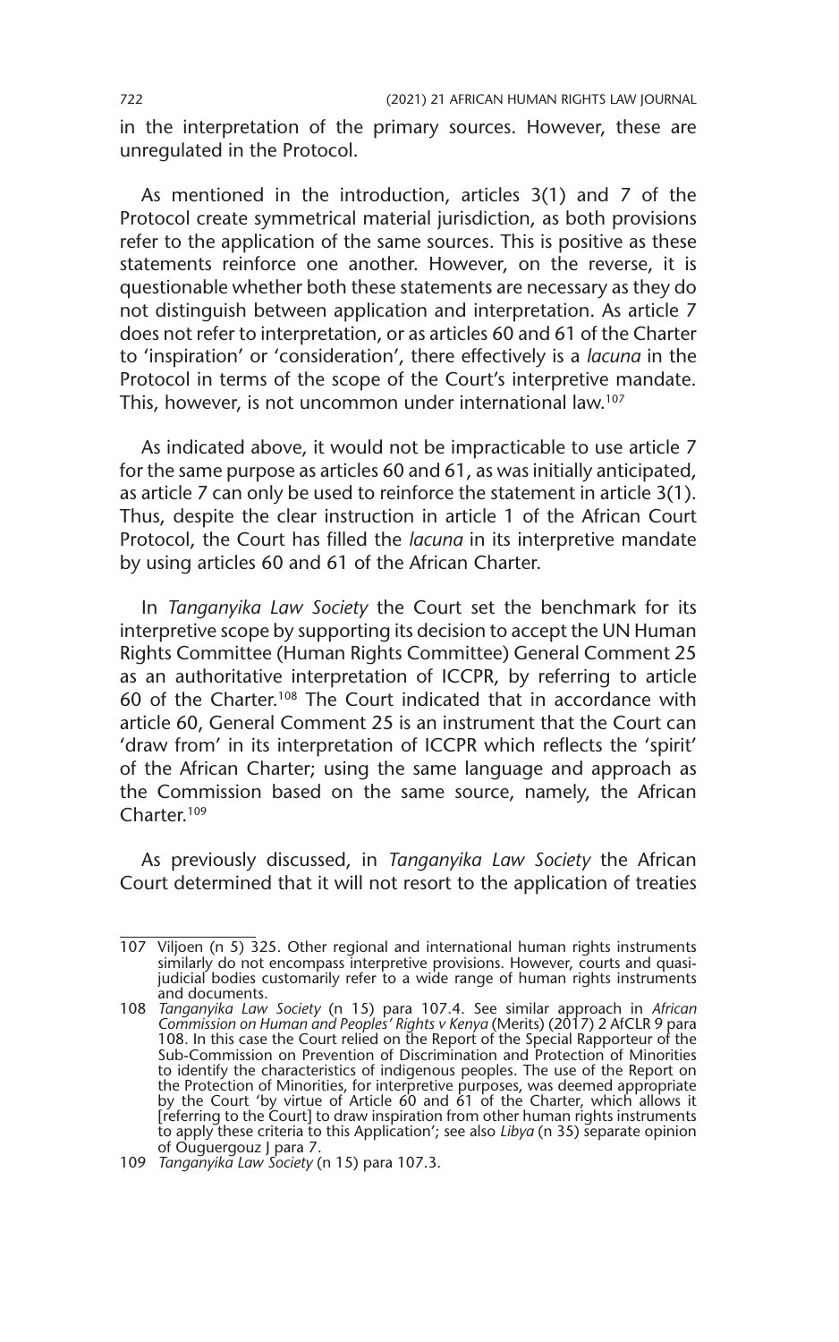in the interpretation of the primary sources. However, these are unregulated in the Protocol.

As mentioned in the introduction, articles 3(1) and 7 of the Protocol create symmetrical material jurisdiction, as both provisions refer to the application of the same sources. This is positive as these statements reinforce one another. However, on the reverse, it is questionable whether both these statements are necessary as they do not distinguish between application and interpretation. As article 7 does not refer to interpretation, or as articles 60 and 61 of the Charter to 'inspiration' or 'consideration', there effectively is a *lacuna* in the Protocol in terms of the scope of the Court's interpretive mandate. This, however, is not uncommon under international law.[107]

As indicated above, it would not be impracticable to use article 7 for the same purpose as articles 60 and 61, as was initially anticipated, as article 7 can only be used to reinforce the statement in article 3(1). Thus, despite the clear instruction in article 1 of the African Court Protocol, the Court has filled the *lacuna* in its interpretive mandate by using articles 60 and 61 of the African Charter.

In *Tanganyika Law Society* the Court set the benchmark for its interpretive scope by supporting its decision to accept the UN Human Rights Committee (Human Rights Committee) General Comment 25 as an authoritative interpretation of ICCPR, by referring to article 60 of the Charter.[108] The Court indicated that in accordance with article 60, General Comment 25 is an instrument that the Court can 'draw from' in its interpretation of ICCPR which reflects the 'spirit' of the African Charter; using the same language and approach as the Commission based on the same source, namely, the African Charter.[109]

As previously discussed, in *Tanganyika Law Society* the African Court determined that it will not resort to the application of treaties

---

107 Viljoen (n 5) 325. Other regional and international human rights instruments similarly do not encompass interpretive provisions. However, courts and quasi-judicial bodies customarily refer to a wide range of human rights instruments and documents.

108 *Tanganyika Law Society* (n 15) para 107.4. See similar approach in *African Commission on Human and Peoples' Rights v Kenya* (Merits) (2017) 2 AfCLR 9 para 108. In this case the Court relied on the Report of the Special Rapporteur of the Sub-Commission on Prevention of Discrimination and Protection of Minorities to identify the characteristics of indigenous peoples. The use of the Report on the Protection of Minorities, for interpretive purposes, was deemed appropriate by the Court 'by virtue of Article 60 and 61 of the Charter, which allows it [referring to the Court] to draw inspiration from other human rights instruments to apply these criteria to this Application'; see also *Libya* (n 35) separate opinion of Ouguergouz J para 7.

109 *Tanganyika Law Society* (n 15) para 107.3.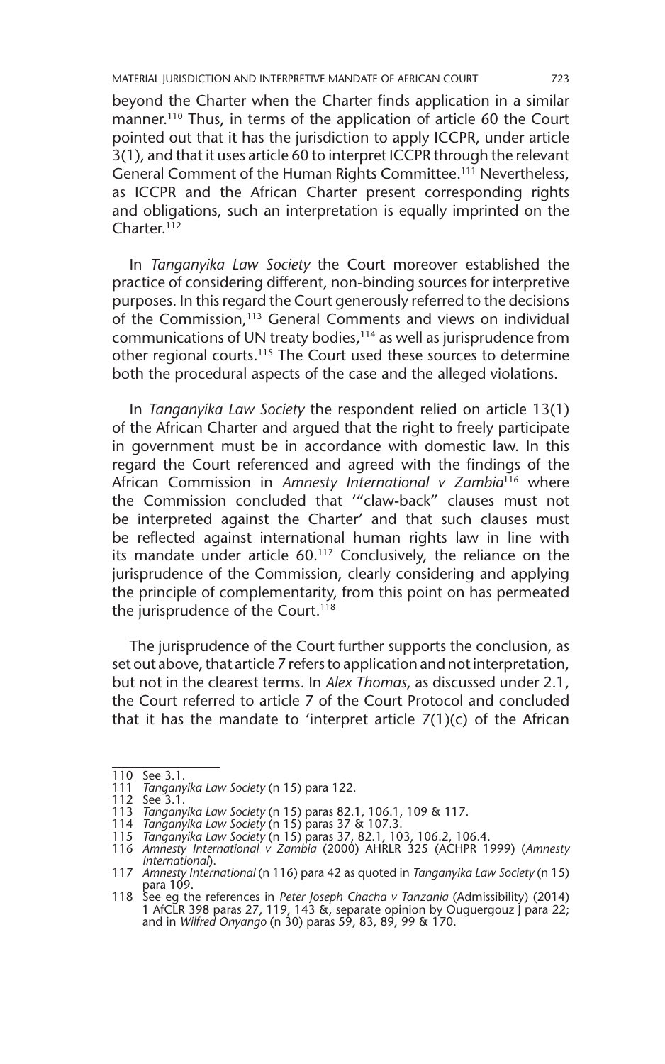beyond the Charter when the Charter finds application in a similar manner.[110] Thus, in terms of the application of article 60 the Court pointed out that it has the jurisdiction to apply ICCPR, under article 3(1), and that it uses article 60 to interpret ICCPR through the relevant General Comment of the Human Rights Committee.[111] Nevertheless, as ICCPR and the African Charter present corresponding rights and obligations, such an interpretation is equally imprinted on the Charter.[112]

In *Tanganyika Law Society* the Court moreover established the practice of considering different, non-binding sources for interpretive purposes. In this regard the Court generously referred to the decisions of the Commission,[113] General Comments and views on individual communications of UN treaty bodies,[114] as well as jurisprudence from other regional courts.[115] The Court used these sources to determine both the procedural aspects of the case and the alleged violations.

In *Tanganyika Law Society* the respondent relied on article 13(1) of the African Charter and argued that the right to freely participate in government must be in accordance with domestic law. In this regard the Court referenced and agreed with the findings of the African Commission in *Amnesty International v Zambia*[116] where the Commission concluded that '"claw-back" clauses must not be interpreted against the Charter' and that such clauses must be reflected against international human rights law in line with its mandate under article 60.[117] Conclusively, the reliance on the jurisprudence of the Commission, clearly considering and applying the principle of complementarity, from this point on has permeated the jurisprudence of the Court.[118]

The jurisprudence of the Court further supports the conclusion, as set out above, that article 7 refers to application and not interpretation, but not in the clearest terms. In *Alex Thomas*, as discussed under 2.1, the Court referred to article 7 of the Court Protocol and concluded that it has the mandate to 'interpret article 7(1)(c) of the African

---

110 See 3.1.

111 *Tanganyika Law Society* (n 15) para 122.

112 See 3.1.

113 *Tanganyika Law Society* (n 15) paras 82.1, 106.1, 109 & 117.

114 *Tanganyika Law Society* (n 15) paras 37 & 107.3.

115 *Tanganyika Law Society* (n 15) paras 37, 82.1, 103, 106.2, 106.4.

116 *Amnesty International v Zambia* (2000) AHRLR 325 (ACHPR 1999) (*Amnesty International*).

117 *Amnesty International* (n 116) para 42 as quoted in *Tanganyika Law Society* (n 15) para 109.

118 See eg the references in *Peter Joseph Chacha v Tanzania* (Admissibility) (2014) 1 AfCLR 398 paras 27, 119, 143 &, separate opinion by Ouguergouz J para 22; and in *Wilfred Onyango* (n 30) paras 59, 83, 89, 99 & 170.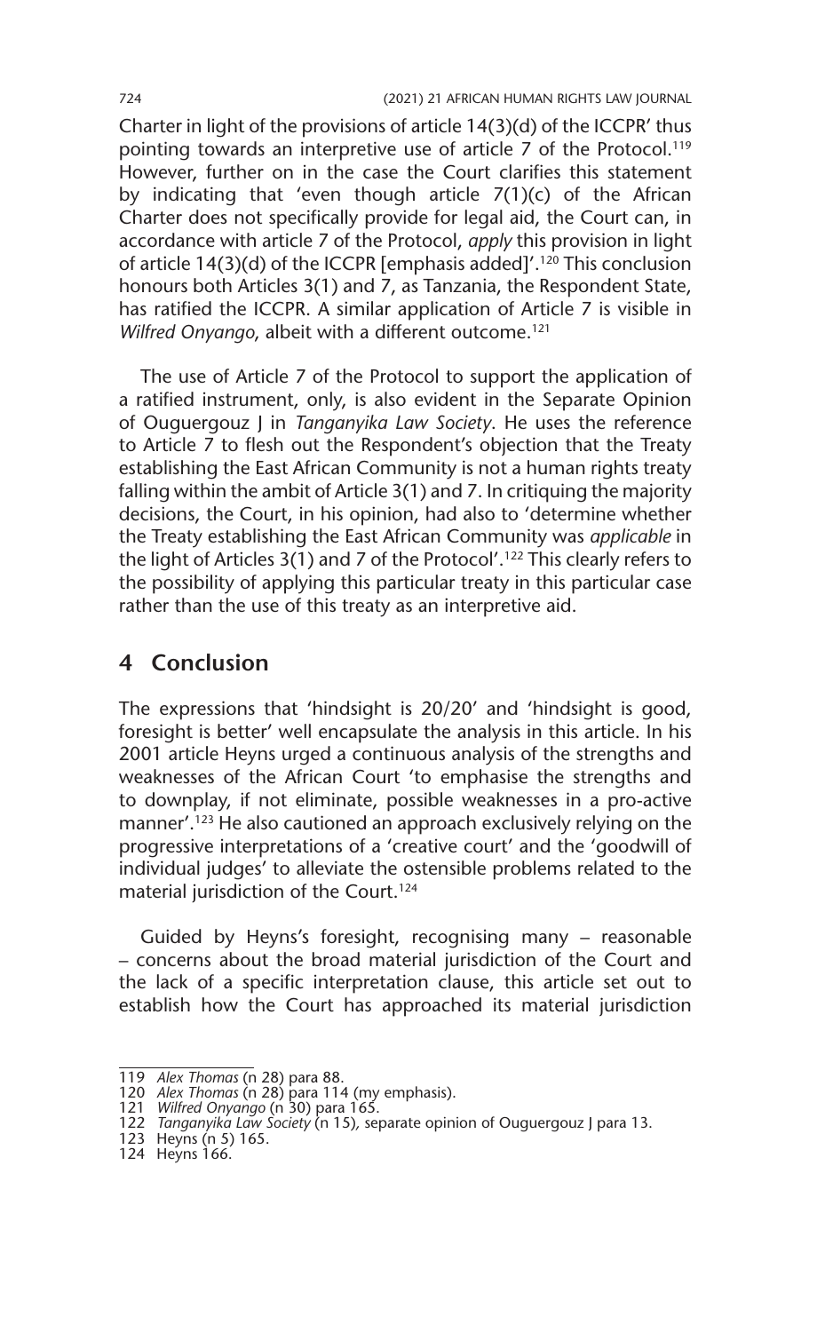Charter in light of the provisions of article 14(3)(d) of the ICCPR' thus pointing towards an interpretive use of article 7 of the Protocol.[119] However, further on in the case the Court clarifies this statement by indicating that 'even though article 7(1)(c) of the African Charter does not specifically provide for legal aid, the Court can, in accordance with article 7 of the Protocol, *apply* this provision in light of article 14(3)(d) of the ICCPR [emphasis added]'.[120] This conclusion honours both Articles 3(1) and 7, as Tanzania, the Respondent State, has ratified the ICCPR. A similar application of Article 7 is visible in *Wilfred Onyango*, albeit with a different outcome.[121]

The use of Article 7 of the Protocol to support the application of a ratified instrument, only, is also evident in the Separate Opinion of Ouguergouz J in *Tanganyika Law Society*. He uses the reference to Article 7 to flesh out the Respondent's objection that the Treaty establishing the East African Community is not a human rights treaty falling within the ambit of Article 3(1) and 7. In critiquing the majority decisions, the Court, in his opinion, had also to 'determine whether the Treaty establishing the East African Community was *applicable* in the light of Articles 3(1) and 7 of the Protocol'.[122] This clearly refers to the possibility of applying this particular treaty in this particular case rather than the use of this treaty as an interpretive aid.

## 4 Conclusion

The expressions that 'hindsight is 20/20' and 'hindsight is good, foresight is better' well encapsulate the analysis in this article. In his 2001 article Heyns urged a continuous analysis of the strengths and weaknesses of the African Court 'to emphasise the strengths and to downplay, if not eliminate, possible weaknesses in a pro-active manner'.[123] He also cautioned an approach exclusively relying on the progressive interpretations of a 'creative court' and the 'goodwill of individual judges' to alleviate the ostensible problems related to the material jurisdiction of the Court.[124]

Guided by Heyns's foresight, recognising many – reasonable – concerns about the broad material jurisdiction of the Court and the lack of a specific interpretation clause, this article set out to establish how the Court has approached its material jurisdiction

---

119 *Alex Thomas* (n 28) para 88.

120 *Alex Thomas* (n 28) para 114 (my emphasis).

121 *Wilfred Onyango* (n 30) para 165.

122 *Tanganyika Law Society* (n 15), separate opinion of Ouguergouz J para 13.

123 Heyns (n 5) 165.

124 Heyns 166.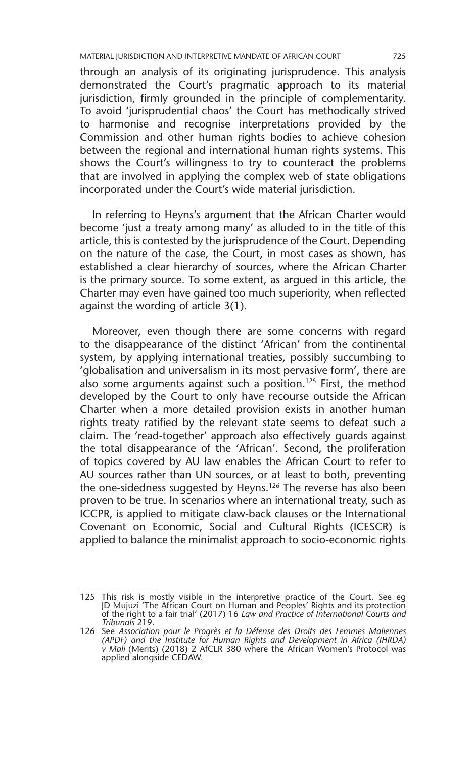through an analysis of its originating jurisprudence. This analysis demonstrated the Court's pragmatic approach to its material jurisdiction, firmly grounded in the principle of complementarity. To avoid 'jurisprudential chaos' the Court has methodically strived to harmonise and recognise interpretations provided by the Commission and other human rights bodies to achieve cohesion between the regional and international human rights systems. This shows the Court's willingness to try to counteract the problems that are involved in applying the complex web of state obligations incorporated under the Court's wide material jurisdiction.

In referring to Heyns's argument that the African Charter would become 'just a treaty among many' as alluded to in the title of this article, this is contested by the jurisprudence of the Court. Depending on the nature of the case, the Court, in most cases as shown, has established a clear hierarchy of sources, where the African Charter is the primary source. To some extent, as argued in this article, the Charter may even have gained too much superiority, when reflected against the wording of article 3(1).

Moreover, even though there are some concerns with regard to the disappearance of the distinct 'African' from the continental system, by applying international treaties, possibly succumbing to 'globalisation and universalism in its most pervasive form', there are also some arguments against such a position.[125] First, the method developed by the Court to only have recourse outside the African Charter when a more detailed provision exists in another human rights treaty ratified by the relevant state seems to defeat such a claim. The 'read-together' approach also effectively guards against the total disappearance of the 'African'. Second, the proliferation of topics covered by AU law enables the African Court to refer to AU sources rather than UN sources, or at least to both, preventing the one-sidedness suggested by Heyns.[126] The reverse has also been proven to be true. In scenarios where an international treaty, such as ICCPR, is applied to mitigate claw-back clauses or the International Covenant on Economic, Social and Cultural Rights (ICESCR) is applied to balance the minimalist approach to socio-economic rights

---

125 This risk is mostly visible in the interpretive practice of the Court. See eg JD Mujuzi 'The African Court on Human and Peoples' Rights and its protection of the right to a fair trial' (2017) 16 *Law and Practice of International Courts and Tribunals* 219.

126 See *Association pour le Progrès et la Défense des Droits des Femmes Maliennes (APDF) and the Institute for Human Rights and Development in Africa (IHRDA) v Mali* (Merits) (2018) 2 AfCLR 380 where the African Women's Protocol was applied alongside CEDAW.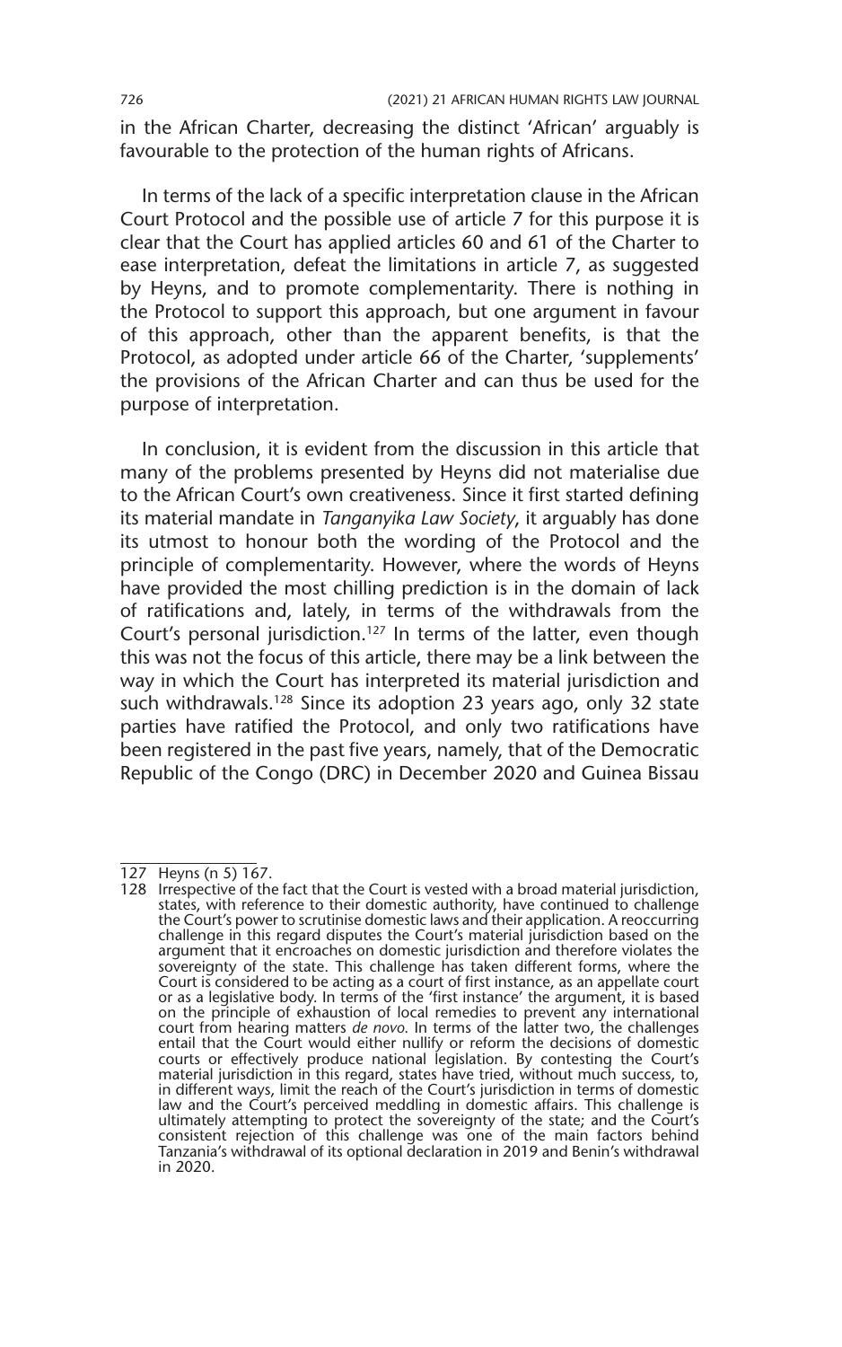in the African Charter, decreasing the distinct 'African' arguably is favourable to the protection of the human rights of Africans.

In terms of the lack of a specific interpretation clause in the African Court Protocol and the possible use of article 7 for this purpose it is clear that the Court has applied articles 60 and 61 of the Charter to ease interpretation, defeat the limitations in article 7, as suggested by Heyns, and to promote complementarity. There is nothing in the Protocol to support this approach, but one argument in favour of this approach, other than the apparent benefits, is that the Protocol, as adopted under article 66 of the Charter, 'supplements' the provisions of the African Charter and can thus be used for the purpose of interpretation.

In conclusion, it is evident from the discussion in this article that many of the problems presented by Heyns did not materialise due to the African Court's own creativeness. Since it first started defining its material mandate in *Tanganyika Law Society*, it arguably has done its utmost to honour both the wording of the Protocol and the principle of complementarity. However, where the words of Heyns have provided the most chilling prediction is in the domain of lack of ratifications and, lately, in terms of the withdrawals from the Court's personal jurisdiction.[127] In terms of the latter, even though this was not the focus of this article, there may be a link between the way in which the Court has interpreted its material jurisdiction and such withdrawals.[128] Since its adoption 23 years ago, only 32 state parties have ratified the Protocol, and only two ratifications have been registered in the past five years, namely, that of the Democratic Republic of the Congo (DRC) in December 2020 and Guinea Bissau

---

127 Heyns (n 5) 167.

128 Irrespective of the fact that the Court is vested with a broad material jurisdiction, states, with reference to their domestic authority, have continued to challenge the Court's power to scrutinise domestic laws and their application. A reoccurring challenge in this regard disputes the Court's material jurisdiction based on the argument that it encroaches on domestic jurisdiction and therefore violates the sovereignty of the state. This challenge has taken different forms, where the Court is considered to be acting as a court of first instance, as an appellate court or as a legislative body. In terms of the 'first instance' the argument, it is based on the principle of exhaustion of local remedies to prevent any international court from hearing matters *de novo*. In terms of the latter two, the challenges entail that the Court would either nullify or reform the decisions of domestic courts or effectively produce national legislation. By contesting the Court's material jurisdiction in this regard, states have tried, without much success, to, in different ways, limit the reach of the Court's jurisdiction in terms of domestic law and the Court's perceived meddling in domestic affairs. This challenge is ultimately attempting to protect the sovereignty of the state; and the Court's consistent rejection of this challenge was one of the main factors behind Tanzania's withdrawal of its optional declaration in 2019 and Benin's withdrawal in 2020.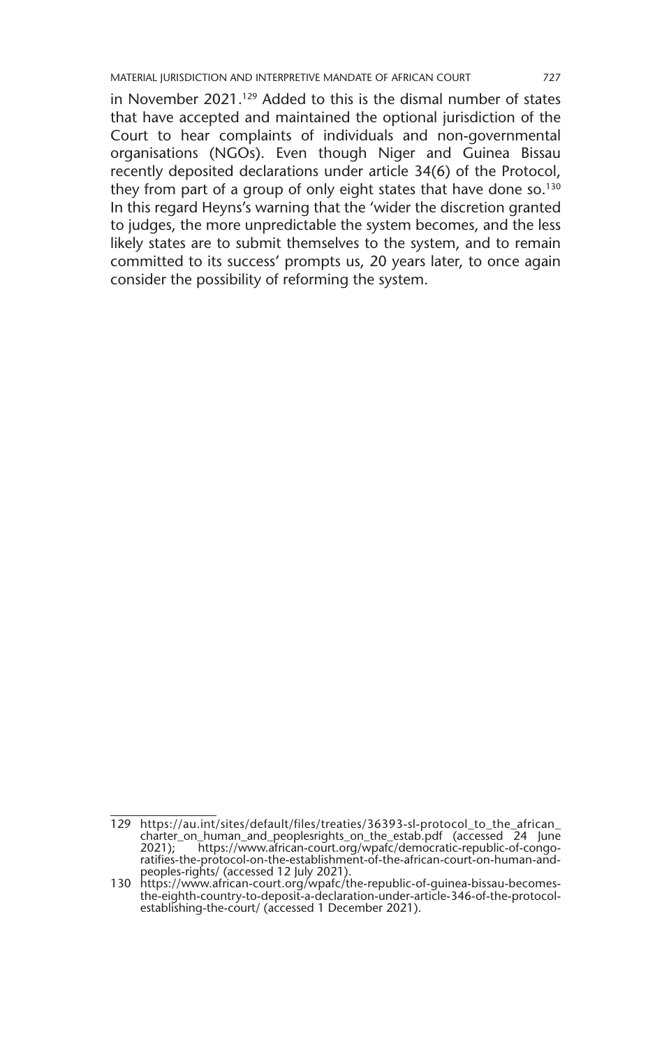in November 2021.[129] Added to this is the dismal number of states that have accepted and maintained the optional jurisdiction of the Court to hear complaints of individuals and non-governmental organisations (NGOs). Even though Niger and Guinea Bissau recently deposited declarations under article 34(6) of the Protocol, they from part of a group of only eight states that have done so.[130] In this regard Heyns's warning that the 'wider the discretion granted to judges, the more unpredictable the system becomes, and the less likely states are to submit themselves to the system, and to remain committed to its success' prompts us, 20 years later, to once again consider the possibility of reforming the system.

---

129 https://au.int/sites/default/files/treaties/36393-sl-protocol_to_the_african_charter_on_human_and_peoplesrights_on_the_estab.pdf (accessed 24 June 2021); https://www.african-court.org/wpafc/democratic-republic-of-congo-ratifies-the-protocol-on-the-establishment-of-the-african-court-on-human-and-peoples-rights/ (accessed 12 July 2021).

130 https://www.african-court.org/wpafc/the-republic-of-guinea-bissau-becomes-the-eighth-country-to-deposit-a-declaration-under-article-346-of-the-protocol-establishing-the-court/ (accessed 1 December 2021).